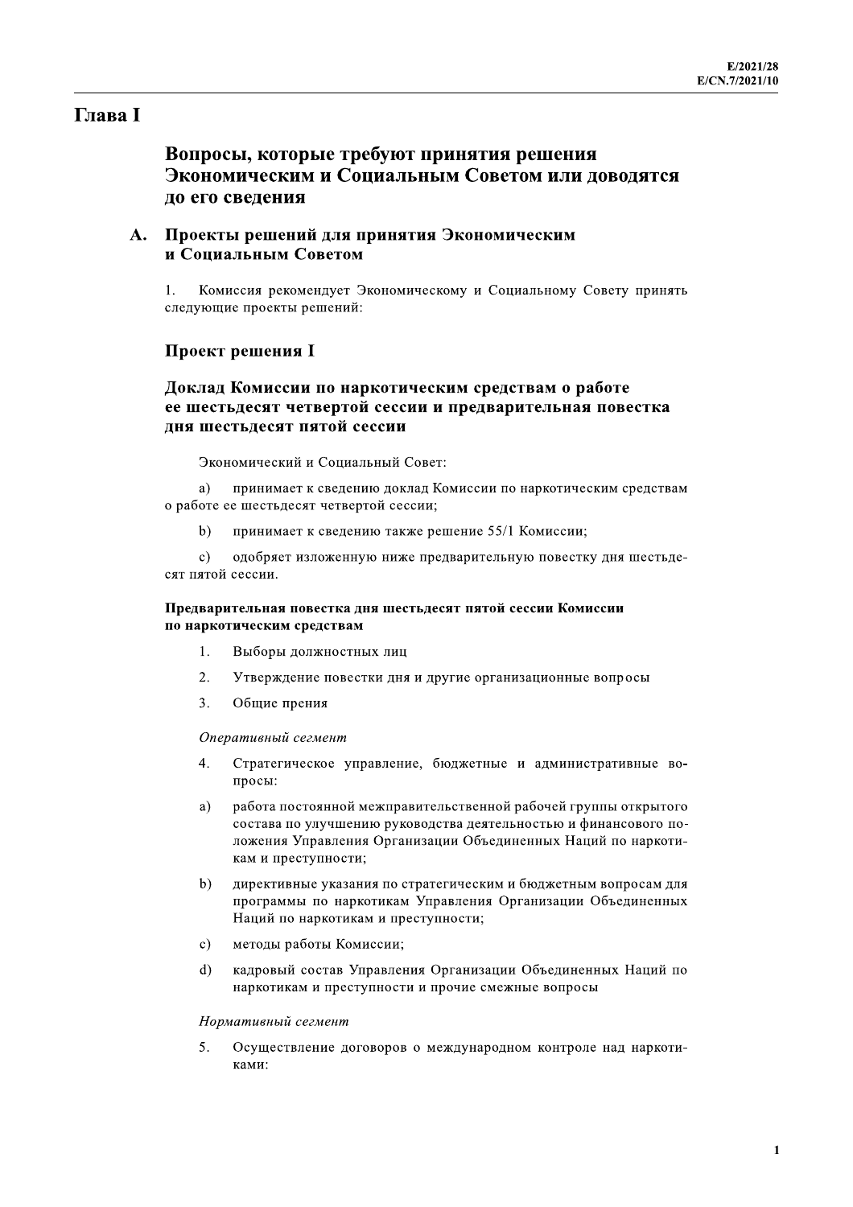# Глава I

## Вопросы, которые требуют принятия решения Экономическим и Социальным Советом или доводятся до его сведения

### A. Проекты решений для принятия Экономическим и Социальным Советом

1. Комиссия рекомендует Экономическому и Социальному Совету принять следующие проекты решений:

### Проект решения I

### Доклад Комиссии по наркотическим средствам о работе ее шестьдесят четвертой сессии и предварительная повестка дня шестьдесят пятой сессии

Экономический и Социальный Совет:

a) принимает к сведению доклад Комиссии по наркотическим средствам о работе ее шестьдесят четвертой сессии;

b) принимает к сведению также решение 55/1 Комиссии;

c) одобряет изложенную ниже предварительную повестку дня шестьдесят пятой сессии.

#### Предварительная повестка дня шестьдесят пятой сессии Комиссии по наркотическим средствам

1. Выборы должностных лиц
2. Утверждение повестки дня и другие организационные вопросы
3. Общие прения

*Оперативный сегмент*

4. Стратегическое управление, бюджетные и административные вопросы:

   a) работа постоянной межправительственной рабочей группы открытого состава по улучшению руководства деятельностью и финансового положения Управления Организации Объединенных Наций по наркотикам и преступности;

   b) директивные указания по стратегическим и бюджетным вопросам для программы по наркотикам Управления Организации Объединенных Наций по наркотикам и преступности;

   c) методы работы Комиссии;

   d) кадровый состав Управления Организации Объединенных Наций по наркотикам и преступности и прочие смежные вопросы

*Нормативный сегмент*

5. Осуществление договоров о международном контроле над наркотиками: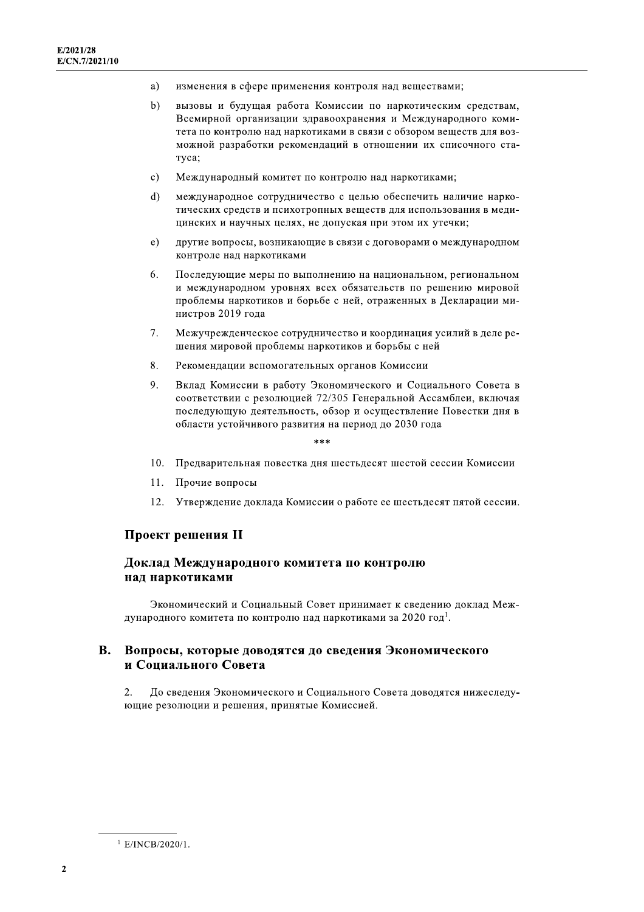a) изменения в сфере применения контроля над веществами;

b) вызовы и будущая работа Комиссии по наркотическим средствам, Всемирной организации здравоохранения и Международного комитета по контролю над наркотиками в связи с обзором веществ для возможной разработки рекомендаций в отношении их списочного статуса;

c) Международный комитет по контролю над наркотиками;

d) международное сотрудничество с целью обеспечить наличие наркотических средств и психотропных веществ для использования в медицинских и научных целях, не допуская при этом их утечки;

e) другие вопросы, возникающие в связи с договорами о международном контроле над наркотиками

6. Последующие меры по выполнению на национальном, региональном и международном уровнях всех обязательств по решению мировой проблемы наркотиков и борьбе с ней, отраженных в Декларации министров 2019 года

7. Межучрежденческое сотрудничество и координация усилий в деле решения мировой проблемы наркотиков и борьбы с ней

8. Рекомендации вспомогательных органов Комиссии

9. Вклад Комиссии в работу Экономического и Социального Совета в соответствии с резолюцией 72/305 Генеральной Ассамблеи, включая последующую деятельность, обзор и осуществление Повестки дня в области устойчивого развития на период до 2030 года

\*\*\*

10. Предварительная повестка дня шестьдесят шестой сессии Комиссии

11. Прочие вопросы

12. Утверждение доклада Комиссии о работе ее шестьдесят пятой сессии.

### Проект решения II

### Доклад Международного комитета по контролю над наркотиками

Экономический и Социальный Совет принимает к сведению доклад Международного комитета по контролю над наркотиками за 2020 год[1].

## B. Вопросы, которые доводятся до сведения Экономического и Социального Совета

2. До сведения Экономического и Социального Совета доводятся нижеследующие резолюции и решения, принятые Комиссией.

[1] E/INCB/2020/1.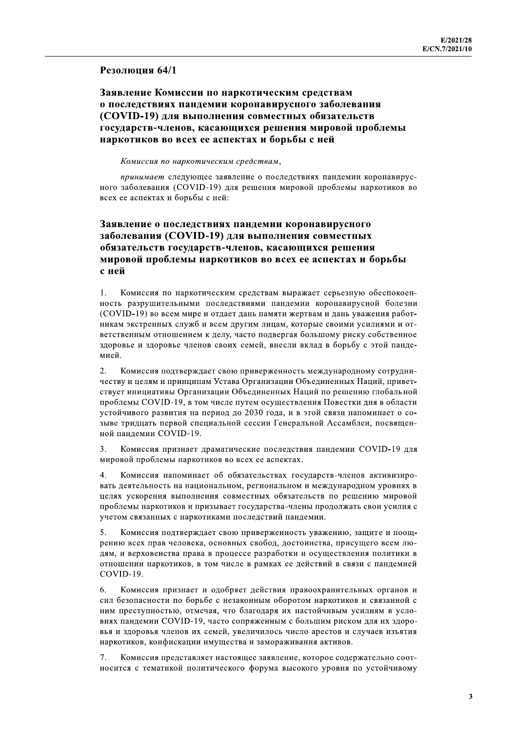## Резолюция 64/1

### Заявление Комиссии по наркотическим средствам о последствиях пандемии коронавирусного заболевания (COVID-19) для выполнения совместных обязательств государств-членов, касающихся решения мировой проблемы наркотиков во всех ее аспектах и борьбы с ней

*Комиссия по наркотическим средствам*,

*принимает* следующее заявление о последствиях пандемии коронавирусного заболевания (COVID-19) для решения мировой проблемы наркотиков во всех ее аспектах и борьбы с ней:

### Заявление о последствиях пандемии коронавирусного заболевания (COVID-19) для выполнения совместных обязательств государств-членов, касающихся решения мировой проблемы наркотиков во всех ее аспектах и борьбы с ней

1. Комиссия по наркотическим средствам выражает серьезную обеспокоенность разрушительными последствиями пандемии коронавирусной болезни (COVID-19) во всем мире и отдает дань памяти жертвам и дань уважения работникам экстренных служб и всем другим лицам, которые своими усилиями и ответственным отношением к делу, часто подвергая большому риску собственное здоровье и здоровье членов своих семей, внесли вклад в борьбу с этой пандемией.

2. Комиссия подтверждает свою приверженность международному сотрудничеству и целям и принципам Устава Организации Объединенных Наций, приветствует инициативы Организации Объединенных Наций по решению глобальной проблемы COVID-19, в том числе путем осуществления Повестки дня в области устойчивого развития на период до 2030 года, и в этой связи напоминает о созыве тридцать первой специальной сессии Генеральной Ассамблеи, посвященной пандемии COVID-19.

3. Комиссия признает драматические последствия пандемии COVID-19 для мировой проблемы наркотиков во всех ее аспектах.

4. Комиссия напоминает об обязательствах государств-членов активизировать деятельность на национальном, региональном и международном уровнях в целях ускорения выполнения совместных обязательств по решению мировой проблемы наркотиков и призывает государства-члены продолжать свои усилия с учетом связанных с наркотиками последствий пандемии.

5. Комиссия подтверждает свою приверженность уважению, защите и поощрению всех прав человека, основных свобод, достоинства, присущего всем людям, и верховенства права в процессе разработки и осуществления политики в отношении наркотиков, в том числе в рамках ее действий в связи с пандемией COVID-19.

6. Комиссия признает и одобряет действия правоохранительных органов и сил безопасности по борьбе с незаконным оборотом наркотиков и связанной с ним преступностью, отмечая, что благодаря их настойчивым усилиям в условиях пандемии COVID-19, часто сопряженным с большим риском для их здоровья и здоровья членов их семей, увеличилось число арестов и случаев изъятия наркотиков, конфискации имущества и замораживания активов.

7. Комиссия представляет настоящее заявление, которое содержательно соотносится с тематикой политического форума высокого уровня по устойчивому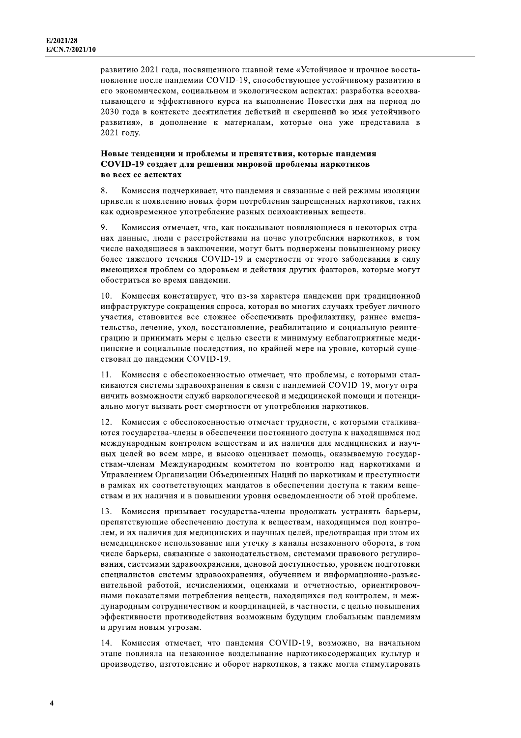развитию 2021 года, посвященного главной теме «Устойчивое и прочное восстановление после пандемии COVID-19, способствующее устойчивому развитию в его экономическом, социальном и экологическом аспектах: разработка всеохватывающего и эффективного курса на выполнение Повестки дня на период до 2030 года в контексте десятилетия действий и свершений во имя устойчивого развития», в дополнение к материалам, которые она уже представила в 2021 году.

### Новые тенденции и проблемы и препятствия, которые пандемия COVID-19 создает для решения мировой проблемы наркотиков во всех ее аспектах

8. Комиссия подчеркивает, что пандемия и связанные с ней режимы изоляции привели к появлению новых форм потребления запрещенных наркотиков, таких как одновременное употребление разных психоактивных веществ.

9. Комиссия отмечает, что, как показывают появляющиеся в некоторых странах данные, люди с расстройствами на почве употребления наркотиков, в том числе находящиеся в заключении, могут быть подвержены повышенному риску более тяжелого течения COVID-19 и смертности от этого заболевания в силу имеющихся проблем со здоровьем и действия других факторов, которые могут обостриться во время пандемии.

10. Комиссия констатирует, что из-за характера пандемии при традиционной инфраструктуре сокращения спроса, которая во многих случаях требует личного участия, становится все сложнее обеспечивать профилактику, раннее вмешательство, лечение, уход, восстановление, реабилитацию и социальную реинтеграцию и принимать меры с целью свести к минимуму неблагоприятные медицинские и социальные последствия, по крайней мере на уровне, который существовал до пандемии COVID-19.

11. Комиссия с обеспокоенностью отмечает, что проблемы, с которыми сталкиваются системы здравоохранения в связи с пандемией COVID-19, могут ограничить возможности служб наркологической и медицинской помощи и потенциально могут вызвать рост смертности от употребления наркотиков.

12. Комиссия с обеспокоенностью отмечает трудности, с которыми сталкиваются государства-члены в обеспечении постоянного доступа к находящимся под международным контролем веществам и их наличия для медицинских и научных целей во всем мире, и высоко оценивает помощь, оказываемую государствам-членам Международным комитетом по контролю над наркотиками и Управлением Организации Объединенных Наций по наркотикам и преступности в рамках их соответствующих мандатов в обеспечении доступа к таким веществам и их наличия и в повышении уровня осведомленности об этой проблеме.

13. Комиссия призывает государства-члены продолжать устранять барьеры, препятствующие обеспечению доступа к веществам, находящимся под контролем, и их наличия для медицинских и научных целей, предотвращая при этом их немедицинское использование или утечку в каналы незаконного оборота, в том числе барьеры, связанные с законодательством, системами правового регулирования, системами здравоохранения, ценовой доступностью, уровнем подготовки специалистов системы здравоохранения, обучением и информационно-разъяснительной работой, исчислениями, оценками и отчетностью, ориентировочными показателями потребления веществ, находящихся под контролем, и международным сотрудничеством и координацией, в частности, с целью повышения эффективности противодействия возможным будущим глобальным пандемиям и другим новым угрозам.

14. Комиссия отмечает, что пандемия COVID-19, возможно, на начальном этапе повлияла на незаконное возделывание наркотикосодержащих культур и производство, изготовление и оборот наркотиков, а также могла стимулировать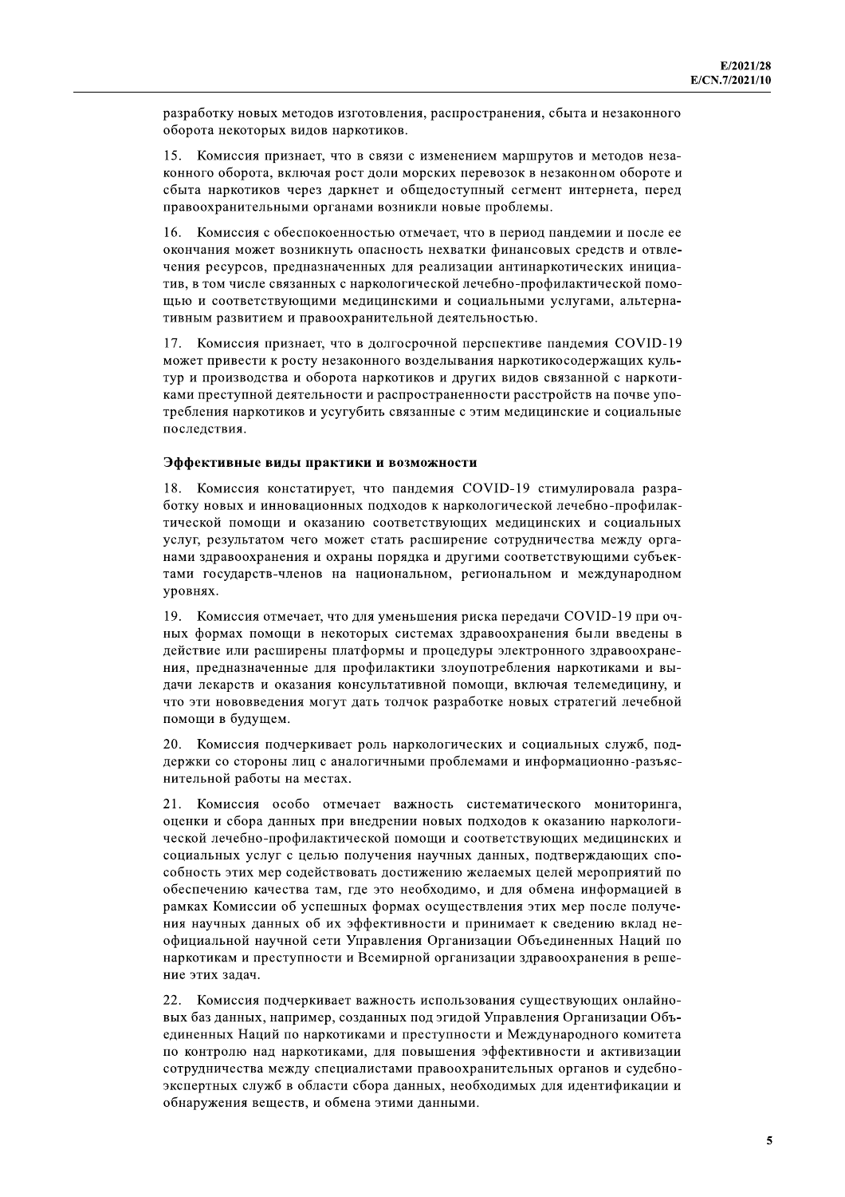разработку новых методов изготовления, распространения, сбыта и незаконного оборота некоторых видов наркотиков.

15. Комиссия признает, что в связи с изменением маршрутов и методов незаконного оборота, включая рост доли морских перевозок в незаконном обороте и сбыта наркотиков через даркнет и общедоступный сегмент интернета, перед правоохранительными органами возникли новые проблемы.

16. Комиссия с обеспокоенностью отмечает, что в период пандемии и после ее окончания может возникнуть опасность нехватки финансовых средств и отвлечения ресурсов, предназначенных для реализации антинаркотических инициатив, в том числе связанных с наркологической лечебно-профилактической помощью и соответствующими медицинскими и социальными услугами, альтернативным развитием и правоохранительной деятельностью.

17. Комиссия признает, что в долгосрочной перспективе пандемия COVID-19 может привести к росту незаконного возделывания наркотикосодержащих культур и производства и оборота наркотиков и других видов связанной с наркотиками преступной деятельности и распространенности расстройств на почве употребления наркотиков и усугубить связанные с этим медицинские и социальные последствия.

#### Эффективные виды практики и возможности

18. Комиссия констатирует, что пандемия COVID-19 стимулировала разработку новых и инновационных подходов к наркологической лечебно-профилактической помощи и оказанию соответствующих медицинских и социальных услуг, результатом чего может стать расширение сотрудничества между органами здравоохранения и охраны порядка и другими соответствующими субъектами государств-членов на национальном, региональном и международном уровнях.

19. Комиссия отмечает, что для уменьшения риска передачи COVID-19 при очных формах помощи в некоторых системах здравоохранения были введены в действие или расширены платформы и процедуры электронного здравоохранения, предназначенные для профилактики злоупотребления наркотиками и выдачи лекарств и оказания консультативной помощи, включая телемедицину, и что эти нововведения могут дать толчок разработке новых стратегий лечебной помощи в будущем.

20. Комиссия подчеркивает роль наркологических и социальных служб, поддержки со стороны лиц с аналогичными проблемами и информационно-разъяснительной работы на местах.

21. Комиссия особо отмечает важность систематического мониторинга, оценки и сбора данных при внедрении новых подходов к оказанию наркологической лечебно-профилактической помощи и соответствующих медицинских и социальных услуг с целью получения научных данных, подтверждающих способность этих мер содействовать достижению желаемых целей мероприятий по обеспечению качества там, где это необходимо, и для обмена информацией в рамках Комиссии об успешных формах осуществления этих мер после получения научных данных об их эффективности и принимает к сведению вклад неофициальной научной сети Управления Организации Объединенных Наций по наркотикам и преступности и Всемирной организации здравоохранения в решение этих задач.

22. Комиссия подчеркивает важность использования существующих онлайновых баз данных, например, созданных под эгидой Управления Организации Объединенных Наций по наркотикам и преступности и Международного комитета по контролю над наркотиками, для повышения эффективности и активизации сотрудничества между специалистами правоохранительных органов и судебно-экспертных служб в области сбора данных, необходимых для идентификации и обнаружения веществ, и обмена этими данными.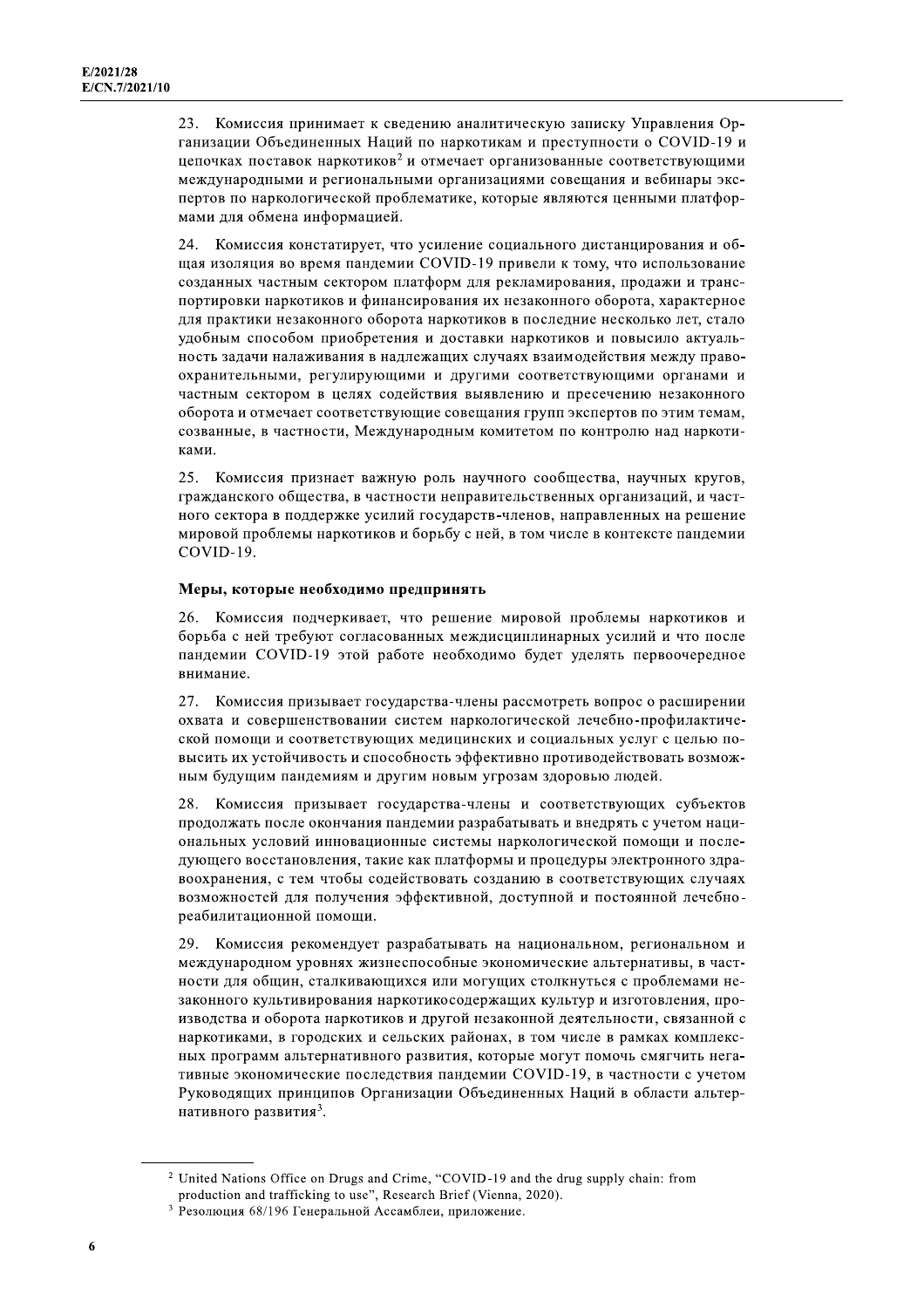23. Комиссия принимает к сведению аналитическую записку Управления Организации Объединенных Наций по наркотикам и преступности о COVID-19 и цепочках поставок наркотиков[2] и отмечает организованные соответствующими международными и региональными организациями совещания и вебинары экспертов по наркологической проблематике, которые являются ценными платформами для обмена информацией.

24. Комиссия констатирует, что усиление социального дистанцирования и общая изоляция во время пандемии COVID-19 привели к тому, что использование созданных частным сектором платформ для рекламирования, продажи и транспортировки наркотиков и финансирования их незаконного оборота, характерное для практики незаконного оборота наркотиков в последние несколько лет, стало удобным способом приобретения и доставки наркотиков и повысило актуальность задачи налаживания в надлежащих случаях взаимодействия между правоохранительными, регулирующими и другими соответствующими органами и частным сектором в целях содействия выявлению и пресечению незаконного оборота и отмечает соответствующие совещания групп экспертов по этим темам, созванные, в частности, Международным комитетом по контролю над наркотиками.

25. Комиссия признает важную роль научного сообщества, научных кругов, гражданского общества, в частности неправительственных организаций, и частного сектора в поддержке усилий государств-членов, направленных на решение мировой проблемы наркотиков и борьбу с ней, в том числе в контексте пандемии COVID-19.

**Меры, которые необходимо предпринять**

26. Комиссия подчеркивает, что решение мировой проблемы наркотиков и борьба с ней требуют согласованных междисциплинарных усилий и что после пандемии COVID-19 этой работе необходимо будет уделять первоочередное внимание.

27. Комиссия призывает государства-члены рассмотреть вопрос о расширении охвата и совершенствовании систем наркологической лечебно-профилактической помощи и соответствующих медицинских и социальных услуг с целью повысить их устойчивость и способность эффективно противодействовать возможным будущим пандемиям и другим новым угрозам здоровью людей.

28. Комиссия призывает государства-члены и соответствующих субъектов продолжать после окончания пандемии разрабатывать и внедрять с учетом национальных условий инновационные системы наркологической помощи и последующего восстановления, такие как платформы и процедуры электронного здравоохранения, с тем чтобы содействовать созданию в соответствующих случаях возможностей для получения эффективной, доступной и постоянной лечебно-реабилитационной помощи.

29. Комиссия рекомендует разрабатывать на национальном, региональном и международном уровнях жизнеспособные экономические альтернативы, в частности для общин, сталкивающихся или могущих столкнуться с проблемами незаконного культивирования наркотикосодержащих культур и изготовления, производства и оборота наркотиков и другой незаконной деятельности, связанной с наркотиками, в городских и сельских районах, в том числе в рамках комплексных программ альтернативного развития, которые могут помочь смягчить негативные экономические последствия пандемии COVID-19, в частности с учетом Руководящих принципов Организации Объединенных Наций в области альтернативного развития[3].

---

[2] United Nations Office on Drugs and Crime, "COVID-19 and the drug supply chain: from production and trafficking to use", Research Brief (Vienna, 2020).

[3] Резолюция 68/196 Генеральной Ассамблеи, приложение.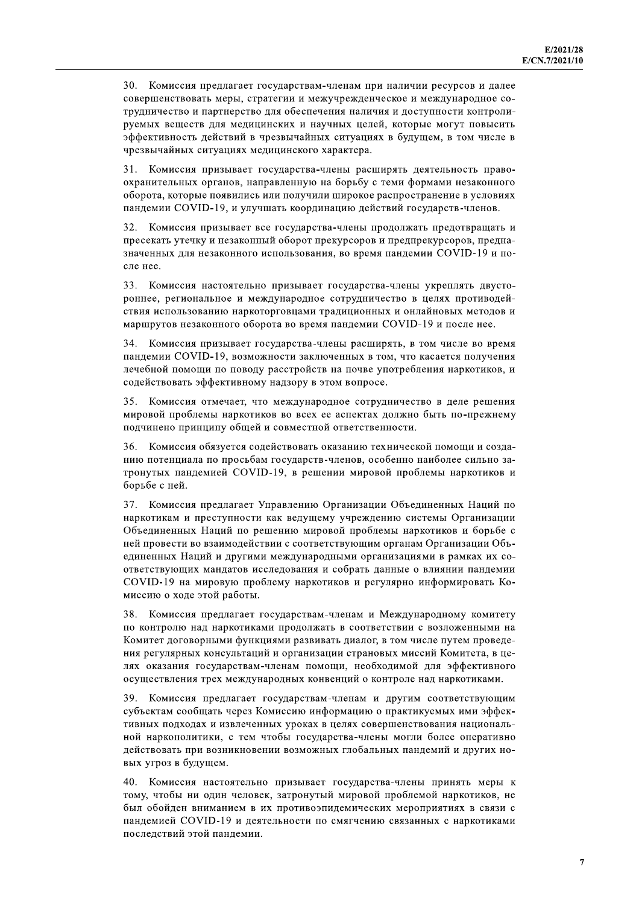30. Комиссия предлагает государствам-членам при наличии ресурсов и далее совершенствовать меры, стратегии и межучрежденческое и международное сотрудничество и партнерство для обеспечения наличия и доступности контролируемых веществ для медицинских и научных целей, которые могут повысить эффективность действий в чрезвычайных ситуациях в будущем, в том числе в чрезвычайных ситуациях медицинского характера.

31. Комиссия призывает государства-члены расширять деятельность правоохранительных органов, направленную на борьбу с теми формами незаконного оборота, которые появились или получили широкое распространение в условиях пандемии COVID-19, и улучшать координацию действий государств-членов.

32. Комиссия призывает все государства-члены продолжать предотвращать и пресекать утечку и незаконный оборот прекурсоров и предпрекурсоров, предназначенных для незаконного использования, во время пандемии COVID-19 и после нее.

33. Комиссия настоятельно призывает государства-члены укреплять двустороннее, региональное и международное сотрудничество в целях противодействия использованию наркоторговцами традиционных и онлайновых методов и маршрутов незаконного оборота во время пандемии COVID-19 и после нее.

34. Комиссия призывает государства-члены расширять, в том числе во время пандемии COVID-19, возможности заключенных в том, что касается получения лечебной помощи по поводу расстройств на почве употребления наркотиков, и содействовать эффективному надзору в этом вопросе.

35. Комиссия отмечает, что международное сотрудничество в деле решения мировой проблемы наркотиков во всех ее аспектах должно быть по-прежнему подчинено принципу общей и совместной ответственности.

36. Комиссия обязуется содействовать оказанию технической помощи и созданию потенциала по просьбам государств-членов, особенно наиболее сильно затронутых пандемией COVID-19, в решении мировой проблемы наркотиков и борьбе с ней.

37. Комиссия предлагает Управлению Организации Объединенных Наций по наркотикам и преступности как ведущему учреждению системы Организации Объединенных Наций по решению мировой проблемы наркотиков и борьбе с ней провести во взаимодействии с соответствующим органам Организации Объединенных Наций и другими международными организациями в рамках их соответствующих мандатов исследования и собрать данные о влиянии пандемии COVID-19 на мировую проблему наркотиков и регулярно информировать Комиссию о ходе этой работы.

38. Комиссия предлагает государствам-членам и Международному комитету по контролю над наркотиками продолжать в соответствии с возложенными на Комитет договорными функциями развивать диалог, в том числе путем проведения регулярных консультаций и организации страновых миссий Комитета, в целях оказания государствам-членам помощи, необходимой для эффективного осуществления трех международных конвенций о контроле над наркотиками.

39. Комиссия предлагает государствам-членам и другим соответствующим субъектам сообщать через Комиссию информацию о практикуемых ими эффективных подходах и извлеченных уроках в целях совершенствования национальной наркополитики, с тем чтобы государства-члены могли более оперативно действовать при возникновении возможных глобальных пандемий и других новых угроз в будущем.

40. Комиссия настоятельно призывает государства-члены принять меры к тому, чтобы ни один человек, затронутый мировой проблемой наркотиков, не был обойден вниманием в их противоэпидемических мероприятиях в связи с пандемией COVID-19 и деятельности по смягчению связанных с наркотиками последствий этой пандемии.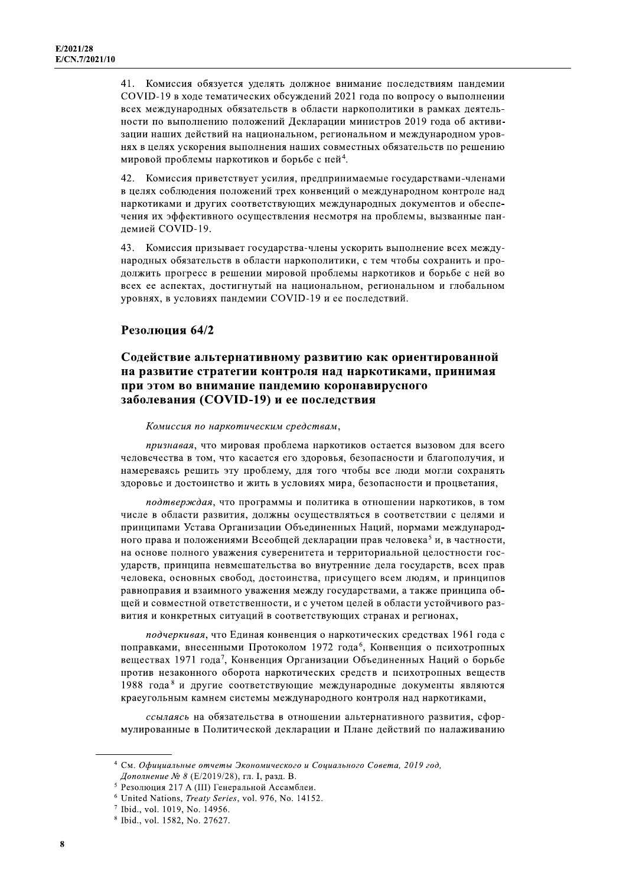41. Комиссия обязуется уделять должное внимание последствиям пандемии COVID-19 в ходе тематических обсуждений 2021 года по вопросу о выполнении всех международных обязательств в области наркополитики в рамках деятельности по выполнению положений Декларации министров 2019 года об активизации наших действий на национальном, региональном и международном уровнях в целях ускорения выполнения наших совместных обязательств по решению мировой проблемы наркотиков и борьбе с ней[4].

42. Комиссия приветствует усилия, предпринимаемые государствами-членами в целях соблюдения положений трех конвенций о международном контроле над наркотиками и других соответствующих международных документов и обеспечения их эффективного осуществления несмотря на проблемы, вызванные пандемией COVID-19.

43. Комиссия призывает государства-члены ускорить выполнение всех международных обязательств в области наркополитики, с тем чтобы сохранить и продолжить прогресс в решении мировой проблемы наркотиков и борьбе с ней во всех ее аспектах, достигнутый на национальном, региональном и глобальном уровнях, в условиях пандемии COVID-19 и ее последствий.

## Резолюция 64/2

### Содействие альтернативному развитию как ориентированной на развитие стратегии контроля над наркотиками, принимая при этом во внимание пандемию коронавирусного заболевания (COVID-19) и ее последствия

*Комиссия по наркотическим средствам*,

*признавая*, что мировая проблема наркотиков остается вызовом для всего человечества в том, что касается его здоровья, безопасности и благополучия, и намереваясь решить эту проблему, для того чтобы все люди могли сохранять здоровье и достоинство и жить в условиях мира, безопасности и процветания,

*подтверждая*, что программы и политика в отношении наркотиков, в том числе в области развития, должны осуществляться в соответствии с целями и принципами Устава Организации Объединенных Наций, нормами международного права и положениями Всеобщей декларации прав человека[5] и, в частности, на основе полного уважения суверенитета и территориальной целостности государств, принципа невмешательства во внутренние дела государств, всех прав человека, основных свобод, достоинства, присущего всем людям, и принципов равноправия и взаимного уважения между государствами, а также принципа общей и совместной ответственности, и с учетом целей в области устойчивого развития и конкретных ситуаций в соответствующих странах и регионах,

*подчеркивая*, что Единая конвенция о наркотических средствах 1961 года с поправками, внесенными Протоколом 1972 года[6], Конвенция о психотропных веществах 1971 года[7], Конвенция Организации Объединенных Наций о борьбе против незаконного оборота наркотических средств и психотропных веществ 1988 года[8] и другие соответствующие международные документы являются краеугольным камнем системы международного контроля над наркотиками,

*ссылаясь* на обязательства в отношении альтернативного развития, сформулированные в Политической декларации и Плане действий по налаживанию

---

[4] См. *Официальные отчеты Экономического и Социального Совета, 2019 год, Дополнение № 8* (E/2019/28), гл. I, разд. B.

[5] Резолюция 217 A (III) Генеральной Ассамблеи.

[6] United Nations, *Treaty Series*, vol. 976, No. 14152.

[7] Ibid., vol. 1019, No. 14956.

[8] Ibid., vol. 1582, No. 27627.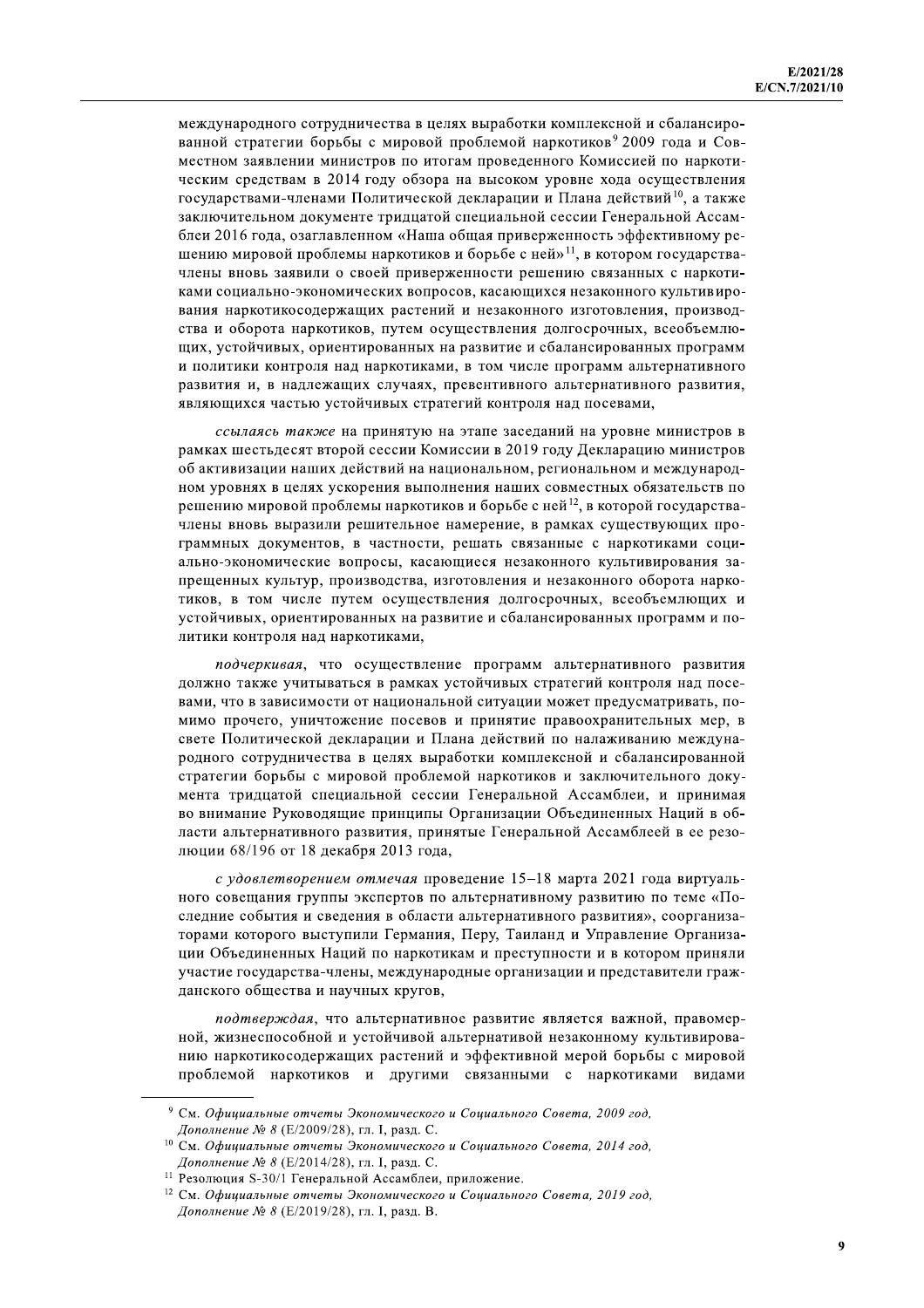международного сотрудничества в целях выработки комплексной и сбалансированной стратегии борьбы с мировой проблемой наркотиков[9] 2009 года и Совместном заявлении министров по итогам проведенного Комиссией по наркотическим средствам в 2014 году обзора на высоком уровне хода осуществления государствами-членами Политической декларации и Плана действий[10], а также заключительном документе тридцатой специальной сессии Генеральной Ассамблеи 2016 года, озаглавленном «Наша общая приверженность эффективному решению мировой проблемы наркотиков и борьбе с ней»[11], в котором государства-члены вновь заявили о своей приверженности решению связанных с наркотиками социально-экономических вопросов, касающихся незаконного культивирования наркотикосодержащих растений и незаконного изготовления, производства и оборота наркотиков, путем осуществления долгосрочных, всеобъемлющих, устойчивых, ориентированных на развитие и сбалансированных программ и политики контроля над наркотиками, в том числе программ альтернативного развития и, в надлежащих случаях, превентивного альтернативного развития, являющихся частью устойчивых стратегий контроля над посевами,

*ссылаясь также* на принятую на этапе заседаний на уровне министров в рамках шестьдесят второй сессии Комиссии в 2019 году Декларацию министров об активизации наших действий на национальном, региональном и международном уровнях в целях ускорения выполнения наших совместных обязательств по решению мировой проблемы наркотиков и борьбе с ней[12], в которой государства-члены вновь выразили решительное намерение, в рамках существующих программных документов, в частности, решать связанные с наркотиками социально-экономические вопросы, касающиеся незаконного культивирования запрещенных культур, производства, изготовления и незаконного оборота наркотиков, в том числе путем осуществления долгосрочных, всеобъемлющих и устойчивых, ориентированных на развитие и сбалансированных программ и политики контроля над наркотиками,

*подчеркивая*, что осуществление программ альтернативного развития должно также учитываться в рамках устойчивых стратегий контроля над посевами, что в зависимости от национальной ситуации может предусматривать, помимо прочего, уничтожение посевов и принятие правоохранительных мер, в свете Политической декларации и Плана действий по налаживанию международного сотрудничества в целях выработки комплексной и сбалансированной стратегии борьбы с мировой проблемой наркотиков и заключительного документа тридцатой специальной сессии Генеральной Ассамблеи, и принимая во внимание Руководящие принципы Организации Объединенных Наций в области альтернативного развития, принятые Генеральной Ассамблеей в ее резолюции 68/196 от 18 декабря 2013 года,

*с удовлетворением отмечая* проведение 15–18 марта 2021 года виртуального совещания группы экспертов по альтернативному развитию по теме «Последние события и сведения в области альтернативного развития», соорганизаторами которого выступили Германия, Перу, Таиланд и Управление Организации Объединенных Наций по наркотикам и преступности и в котором приняли участие государства-члены, международные организации и представители гражданского общества и научных кругов,

*подтверждая*, что альтернативное развитие является важной, правомерной, жизнеспособной и устойчивой альтернативой незаконному культивированию наркотикосодержащих растений и эффективной мерой борьбы с мировой проблемой наркотиков и другими связанными с наркотиками видами

---

[9] См. *Официальные отчеты Экономического и Социального Совета, 2009 год, Дополнение № 8* (E/2009/28), гл. I, разд. C.

[10] См. *Официальные отчеты Экономического и Социального Совета, 2014 год, Дополнение № 8* (E/2014/28), гл. I, разд. C.

[11] Резолюция S-30/1 Генеральной Ассамблеи, приложение.

[12] См. *Официальные отчеты Экономического и Социального Совета, 2019 год, Дополнение № 8* (E/2019/28), гл. I, разд. B.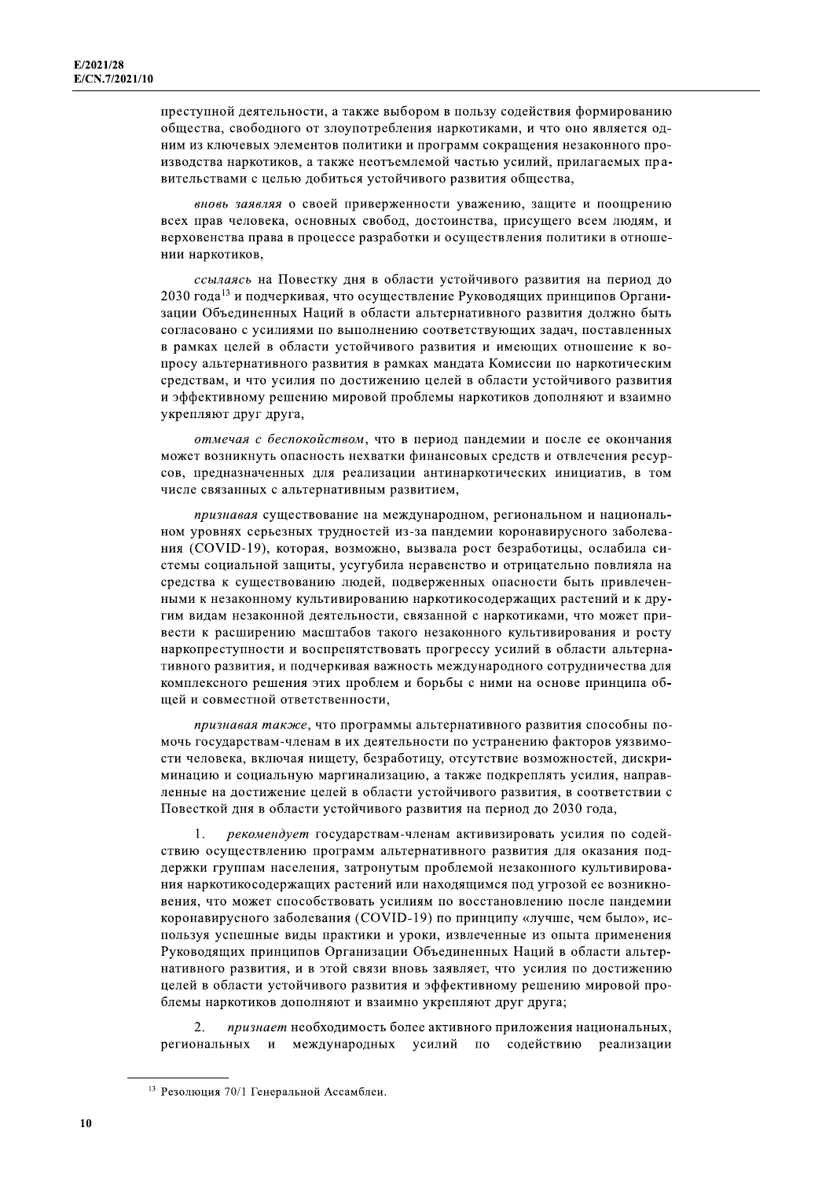преступной деятельности, а также выбором в пользу содействия формированию общества, свободного от злоупотребления наркотиками, и что оно является одним из ключевых элементов политики и программ сокращения незаконного производства наркотиков, а также неотъемлемой частью усилий, прилагаемых правительствами с целью добиться устойчивого развития общества,

*вновь заявляя* о своей приверженности уважению, защите и поощрению всех прав человека, основных свобод, достоинства, присущего всем людям, и верховенства права в процессе разработки и осуществления политики в отношении наркотиков,

*ссылаясь* на Повестку дня в области устойчивого развития на период до 2030 года[13] и подчеркивая, что осуществление Руководящих принципов Организации Объединенных Наций в области альтернативного развития должно быть согласовано с усилиями по выполнению соответствующих задач, поставленных в рамках целей в области устойчивого развития и имеющих отношение к вопросу альтернативного развития в рамках мандата Комиссии по наркотическим средствам, и что усилия по достижению целей в области устойчивого развития и эффективному решению мировой проблемы наркотиков дополняют и взаимно укрепляют друг друга,

*отмечая с беспокойством*, что в период пандемии и после ее окончания может возникнуть опасность нехватки финансовых средств и отвлечения ресурсов, предназначенных для реализации антинаркотических инициатив, в том числе связанных с альтернативным развитием,

*признавая* существование на международном, региональном и национальном уровнях серьезных трудностей из-за пандемии коронавирусного заболевания (COVID-19), которая, возможно, вызвала рост безработицы, ослабила системы социальной защиты, усугубила неравенство и отрицательно повлияла на средства к существованию людей, подверженных опасности быть привлеченными к незаконному культивированию наркотикосодержащих растений и к другим видам незаконной деятельности, связанной с наркотиками, что может привести к расширению масштабов такого незаконного культивирования и росту наркопреступности и воспрепятствовать прогрессу усилий в области альтернативного развития, и подчеркивая важность международного сотрудничества для комплексного решения этих проблем и борьбы с ними на основе принципа общей и совместной ответственности,

*признавая также*, что программы альтернативного развития способны помочь государствам-членам в их деятельности по устранению факторов уязвимости человека, включая нищету, безработицу, отсутствие возможностей, дискриминацию и социальную маргинализацию, а также подкреплять усилия, направленные на достижение целей в области устойчивого развития, в соответствии с Повесткой дня в области устойчивого развития на период до 2030 года,

1. *рекомендует* государствам-членам активизировать усилия по содействию осуществлению программ альтернативного развития для оказания поддержки группам населения, затронутым проблемой незаконного культивирования наркотикосодержащих растений или находящимся под угрозой ее возникновения, что может способствовать усилиям по восстановлению после пандемии коронавирусного заболевания (COVID-19) по принципу «лучше, чем было», используя успешные виды практики и уроки, извлеченные из опыта применения Руководящих принципов Организации Объединенных Наций в области альтернативного развития, и в этой связи вновь заявляет, что усилия по достижению целей в области устойчивого развития и эффективному решению мировой проблемы наркотиков дополняют и взаимно укрепляют друг друга;

2. *признает* необходимость более активного приложения национальных, региональных и международных усилий по содействию реализации

---

[13] Резолюция 70/1 Генеральной Ассамблеи.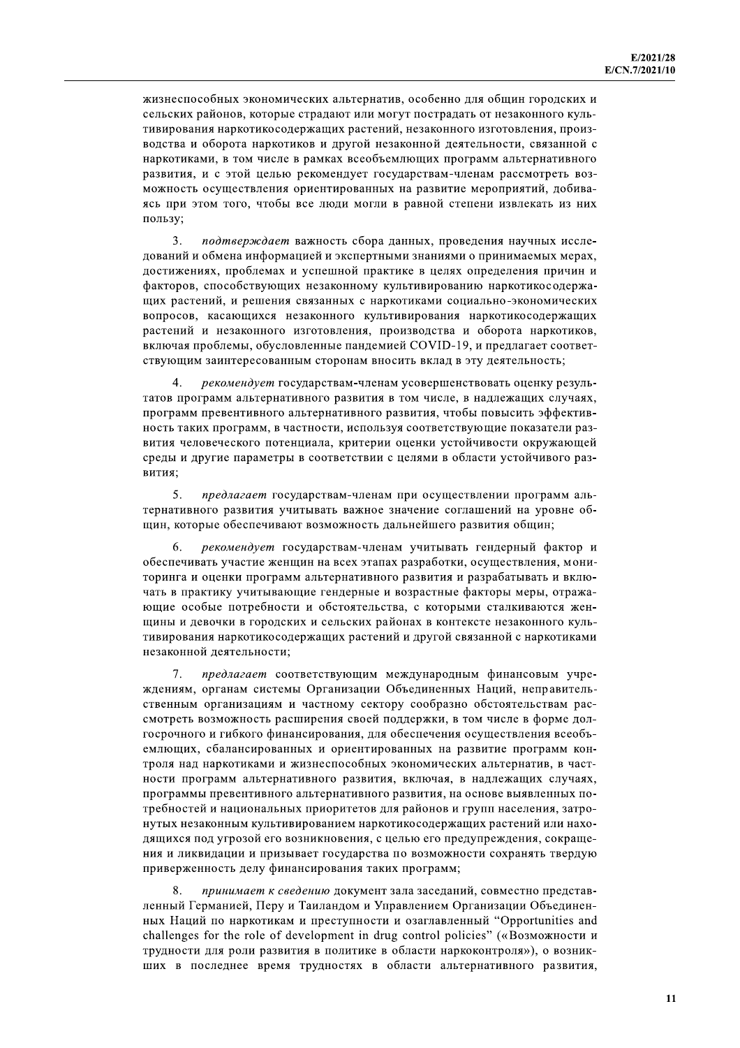жизнеспособных экономических альтернатив, особенно для общин городских и сельских районов, которые страдают или могут пострадать от незаконного культивирования наркотикосодержащих растений, незаконного изготовления, производства и оборота наркотиков и другой незаконной деятельности, связанной с наркотиками, в том числе в рамках всеобъемлющих программ альтернативного развития, и с этой целью рекомендует государствам-членам рассмотреть возможность осуществления ориентированных на развитие мероприятий, добиваясь при этом того, чтобы все люди могли в равной степени извлекать из них пользу;

3. *подтверждает* важность сбора данных, проведения научных исследований и обмена информацией и экспертными знаниями о принимаемых мерах, достижениях, проблемах и успешной практике в целях определения причин и факторов, способствующих незаконному культивированию наркотикосодержащих растений, и решения связанных с наркотиками социально-экономических вопросов, касающихся незаконного культивирования наркотикосодержащих растений и незаконного изготовления, производства и оборота наркотиков, включая проблемы, обусловленные пандемией COVID-19, и предлагает соответствующим заинтересованным сторонам вносить вклад в эту деятельность;

4. *рекомендует* государствам-членам усовершенствовать оценку результатов программ альтернативного развития в том числе, в надлежащих случаях, программ превентивного альтернативного развития, чтобы повысить эффективность таких программ, в частности, используя соответствующие показатели развития человеческого потенциала, критерии оценки устойчивости окружающей среды и другие параметры в соответствии с целями в области устойчивого развития;

5. *предлагает* государствам-членам при осуществлении программ альтернативного развития учитывать важное значение соглашений на уровне общин, которые обеспечивают возможность дальнейшего развития общин;

6. *рекомендует* государствам-членам учитывать гендерный фактор и обеспечивать участие женщин на всех этапах разработки, осуществления, мониторинга и оценки программ альтернативного развития и разрабатывать и включать в практику учитывающие гендерные и возрастные факторы меры, отражающие особые потребности и обстоятельства, с которыми сталкиваются женщины и девочки в городских и сельских районах в контексте незаконного культивирования наркотикосодержащих растений и другой связанной с наркотиками незаконной деятельности;

7. *предлагает* соответствующим международным финансовым учреждениям, органам системы Организации Объединенных Наций, неправительственным организациям и частному сектору сообразно обстоятельствам рассмотреть возможность расширения своей поддержки, в том числе в форме долгосрочного и гибкого финансирования, для обеспечения осуществления всеобъемлющих, сбалансированных и ориентированных на развитие программ контроля над наркотиками и жизнеспособных экономических альтернатив, в частности программ альтернативного развития, включая, в надлежащих случаях, программы превентивного альтернативного развития, на основе выявленных потребностей и национальных приоритетов для районов и групп населения, затронутых незаконным культивированием наркотикосодержащих растений или находящихся под угрозой его возникновения, с целью его предупреждения, сокращения и ликвидации и призывает государства по возможности сохранять твердую приверженность делу финансирования таких программ;

8. *принимает к сведению* документ зала заседаний, совместно представленный Германией, Перу и Таиландом и Управлением Организации Объединенных Наций по наркотикам и преступности и озаглавленный "Opportunities and challenges for the role of development in drug control policies" («Возможности и трудности для роли развития в политике в области наркоконтроля»), о возникших в последнее время трудностях в области альтернативного развития,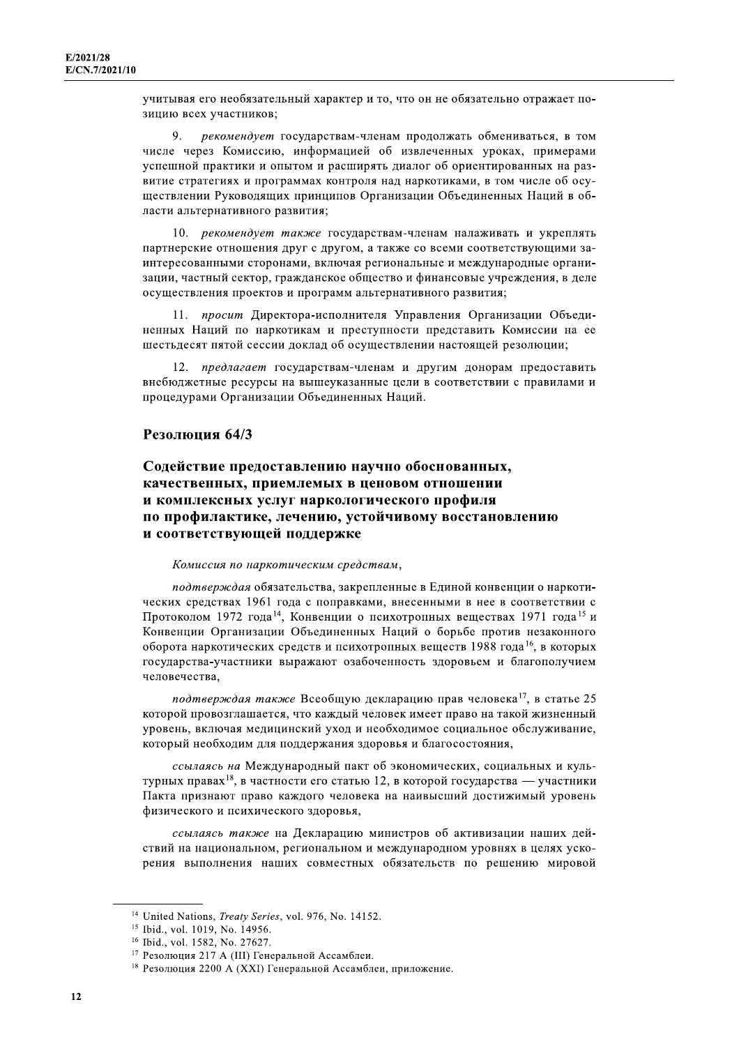учитывая его необязательный характер и то, что он не обязательно отражает позицию всех участников;

9. *рекомендует* государствам-членам продолжать обмениваться, в том числе через Комиссию, информацией об извлеченных уроках, примерами успешной практики и опытом и расширять диалог об ориентированных на развитие стратегиях и программах контроля над наркотиками, в том числе об осуществлении Руководящих принципов Организации Объединенных Наций в области альтернативного развития;

10. *рекомендует также* государствам-членам налаживать и укреплять партнерские отношения друг с другом, а также со всеми соответствующими заинтересованными сторонами, включая региональные и международные организации, частный сектор, гражданское общество и финансовые учреждения, в деле осуществления проектов и программ альтернативного развития;

11. *просит* Директора-исполнителя Управления Организации Объединенных Наций по наркотикам и преступности представить Комиссии на ее шестьдесят пятой сессии доклад об осуществлении настоящей резолюции;

12. *предлагает* государствам-членам и другим донорам предоставить внебюджетные ресурсы на вышеуказанные цели в соответствии с правилами и процедурами Организации Объединенных Наций.

## Резолюция 64/3

## Содействие предоставлению научно обоснованных, качественных, приемлемых в ценовом отношении и комплексных услуг наркологического профиля по профилактике, лечению, устойчивому восстановлению и соответствующей поддержке

*Комиссия по наркотическим средствам*,

*подтверждая* обязательства, закрепленные в Единой конвенции о наркотических средствах 1961 года с поправками, внесенными в нее в соответствии с Протоколом 1972 года[14], Конвенции о психотропных веществах 1971 года[15] и Конвенции Организации Объединенных Наций о борьбе против незаконного оборота наркотических средств и психотропных веществ 1988 года[16], в которых государства-участники выражают озабоченность здоровьем и благополучием человечества,

*подтверждая также* Всеобщую декларацию прав человека[17], в статье 25 которой провозглашается, что каждый человек имеет право на такой жизненный уровень, включая медицинский уход и необходимое социальное обслуживание, который необходим для поддержания здоровья и благосостояния,

*ссылаясь на* Международный пакт об экономических, социальных и культурных правах[18], в частности его статью 12, в которой государства — участники Пакта признают право каждого человека на наивысший достижимый уровень физического и психического здоровья,

*ссылаясь также* на Декларацию министров об активизации наших действий на национальном, региональном и международном уровнях в целях ускорения выполнения наших совместных обязательств по решению мировой

---

[14] United Nations, *Treaty Series*, vol. 976, No. 14152.

[15] Ibid., vol. 1019, No. 14956.

[16] Ibid., vol. 1582, No. 27627.

[17] Резолюция 217 A (III) Генеральной Ассамблеи.

[18] Резолюция 2200 A (XXI) Генеральной Ассамблеи, приложение.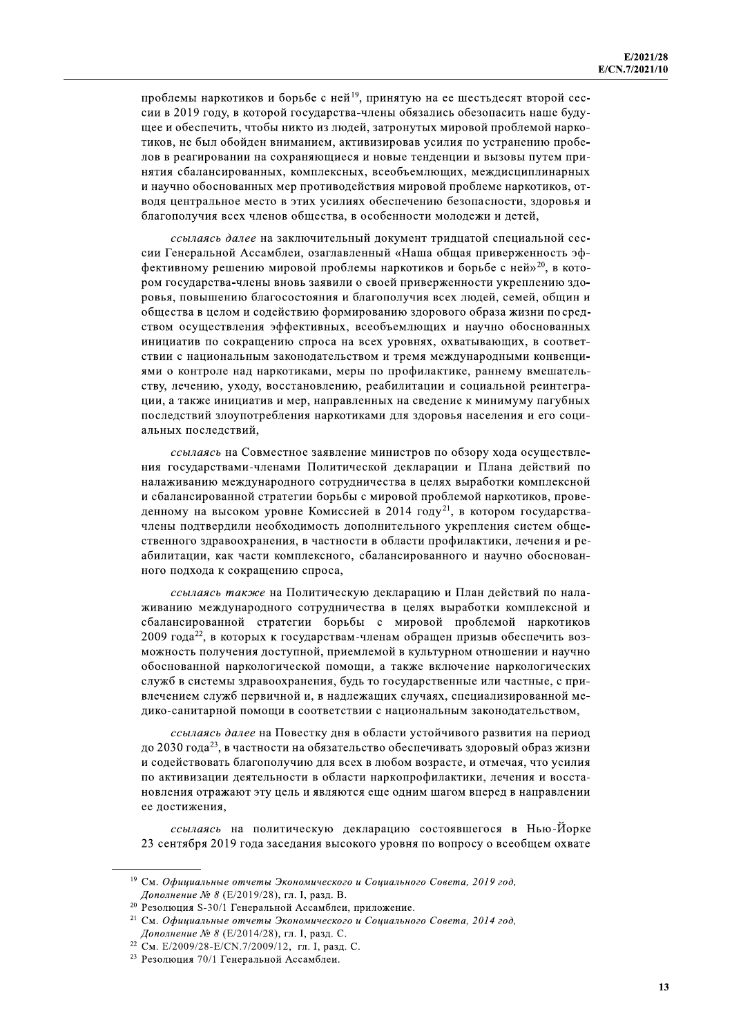проблемы наркотиков и борьбе с ней[19], принятую на ее шестьдесят второй сессии в 2019 году, в которой государства-члены обязались обезопасить наше будущее и обеспечить, чтобы никто из людей, затронутых мировой проблемой наркотиков, не был обойден вниманием, активизировав усилия по устранению пробелов в реагировании на сохраняющиеся и новые тенденции и вызовы путем принятия сбалансированных, комплексных, всеобъемлющих, междисциплинарных и научно обоснованных мер противодействия мировой проблеме наркотиков, отводя центральное место в этих усилиях обеспечению безопасности, здоровья и благополучия всех членов общества, в особенности молодежи и детей,

*ссылаясь далее* на заключительный документ тридцатой специальной сессии Генеральной Ассамблеи, озаглавленный «Наша общая приверженность эффективному решению мировой проблемы наркотиков и борьбе с ней»[20], в котором государства-члены вновь заявили о своей приверженности укреплению здоровья, повышению благосостояния и благополучия всех людей, семей, общин и общества в целом и содействию формированию здорового образа жизни посредством осуществления эффективных, всеобъемлющих и научно обоснованных инициатив по сокращению спроса на всех уровнях, охватывающих, в соответствии с национальным законодательством и тремя международными конвенциями о контроле над наркотиками, меры по профилактике, раннему вмешательству, лечению, уходу, восстановлению, реабилитации и социальной реинтеграции, а также инициатив и мер, направленных на сведение к минимуму пагубных последствий злоупотребления наркотиками для здоровья населения и его социальных последствий,

*ссылаясь* на Совместное заявление министров по обзору хода осуществления государствами-членами Политической декларации и Плана действий по налаживанию международного сотрудничества в целях выработки комплексной и сбалансированной стратегии борьбы с мировой проблемой наркотиков, проведенному на высоком уровне Комиссией в 2014 году[21], в котором государства-члены подтвердили необходимость дополнительного укрепления систем общественного здравоохранения, в частности в области профилактики, лечения и реабилитации, как части комплексного, сбалансированного и научно обоснованного подхода к сокращению спроса,

*ссылаясь также* на Политическую декларацию и План действий по налаживанию международного сотрудничества в целях выработки комплексной и сбалансированной стратегии борьбы с мировой проблемой наркотиков 2009 года[22], в которых к государствам-членам обращен призыв обеспечить возможность получения доступной, приемлемой в культурном отношении и научно обоснованной наркологической помощи, а также включение наркологических служб в системы здравоохранения, будь то государственные или частные, с привлечением служб первичной и, в надлежащих случаях, специализированной медико-санитарной помощи в соответствии с национальным законодательством,

*ссылаясь далее* на Повестку дня в области устойчивого развития на период до 2030 года[23], в частности на обязательство обеспечивать здоровый образ жизни и содействовать благополучию для всех в любом возрасте, и отмечая, что усилия по активизации деятельности в области наркопрофилактики, лечения и восстановления отражают эту цель и являются еще одним шагом вперед в направлении ее достижения,

*ссылаясь* на политическую декларацию состоявшегося в Нью-Йорке 23 сентября 2019 года заседания высокого уровня по вопросу о всеобщем охвате

---

[19] См. *Официальные отчеты Экономического и Социального Совета, 2019 год, Дополнение № 8* (E/2019/28), гл. I, разд. B.

[20] Резолюция S-30/1 Генеральной Ассамблеи, приложение.

[21] См. *Официальные отчеты Экономического и Социального Совета, 2014 год, Дополнение № 8* (E/2014/28), гл. I, разд. C.

[22] См. E/2009/28-E/CN.7/2009/12, гл. I, разд. C.

[23] Резолюция 70/1 Генеральной Ассамблеи.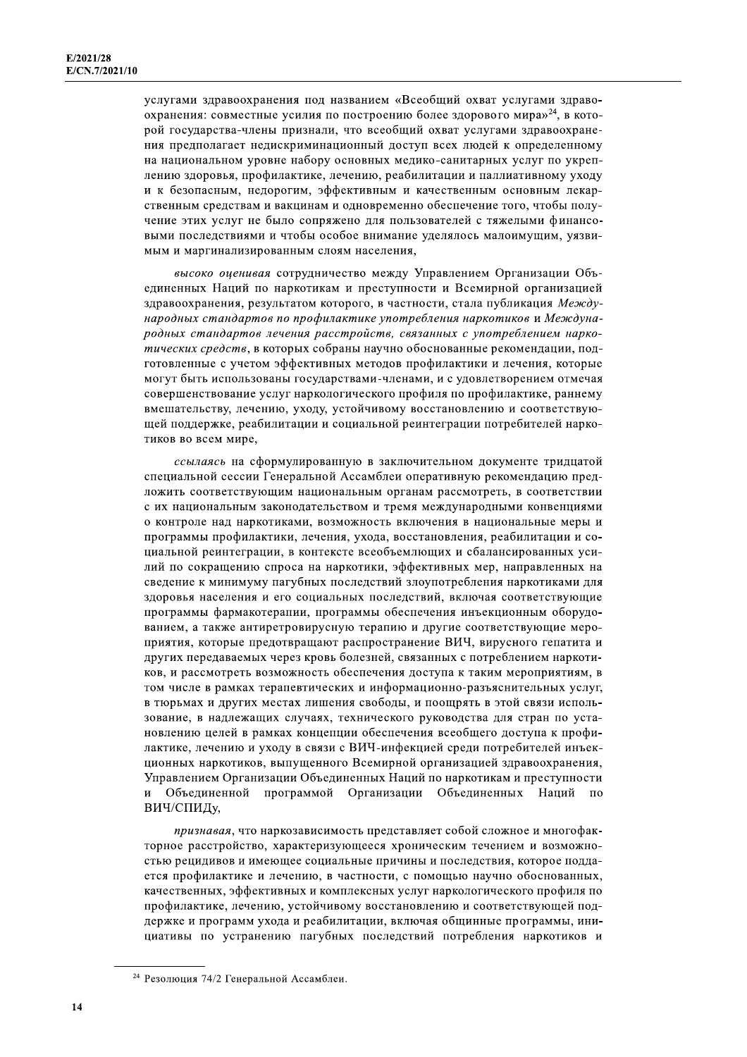услугами здравоохранения под названием «Всеобщий охват услугами здравоохранения: совместные усилия по построению более здорового мира»[24], в которой государства-члены признали, что всеобщий охват услугами здравоохранения предполагает недискриминационный доступ всех людей к определенному на национальном уровне набору основных медико-санитарных услуг по укреплению здоровья, профилактике, лечению, реабилитации и паллиативному уходу и к безопасным, недорогим, эффективным и качественным основным лекарственным средствам и вакцинам и одновременно обеспечение того, чтобы получение этих услуг не было сопряжено для пользователей с тяжелыми финансовыми последствиями и чтобы особое внимание уделялось малоимущим, уязвимым и маргинализированным слоям населения,

*высоко оценивая* сотрудничество между Управлением Организации Объединенных Наций по наркотикам и преступности и Всемирной организацией здравоохранения, результатом которого, в частности, стала публикация *Международных стандартов по профилактике употребления наркотиков* и *Международных стандартов лечения расстройств, связанных с употреблением наркотических средств*, в которых собраны научно обоснованные рекомендации, подготовленные с учетом эффективных методов профилактики и лечения, которые могут быть использованы государствами-членами, и с удовлетворением отмечая совершенствование услуг наркологического профиля по профилактике, раннему вмешательству, лечению, уходу, устойчивому восстановлению и соответствующей поддержке, реабилитации и социальной реинтеграции потребителей наркотиков во всем мире,

*ссылаясь* на сформулированную в заключительном документе тридцатой специальной сессии Генеральной Ассамблеи оперативную рекомендацию предложить соответствующим национальным органам рассмотреть, в соответствии с их национальным законодательством и тремя международными конвенциями о контроле над наркотиками, возможность включения в национальные меры и программы профилактики, лечения, ухода, восстановления, реабилитации и социальной реинтеграции, в контексте всеобъемлющих и сбалансированных усилий по сокращению спроса на наркотики, эффективных мер, направленных на сведение к минимуму пагубных последствий злоупотребления наркотиками для здоровья населения и его социальных последствий, включая соответствующие программы фармакотерапии, программы обеспечения инъекционным оборудованием, а также антиретровирусную терапию и другие соответствующие мероприятия, которые предотвращают распространение ВИЧ, вирусного гепатита и других передаваемых через кровь болезней, связанных с потреблением наркотиков, и рассмотреть возможность обеспечения доступа к таким мероприятиям, в том числе в рамках терапевтических и информационно-разъяснительных услуг, в тюрьмах и других местах лишения свободы, и поощрять в этой связи использование, в надлежащих случаях, технического руководства для стран по установлению целей в рамках концепции обеспечения всеобщего доступа к профилактике, лечению и уходу в связи с ВИЧ-инфекцией среди потребителей инъекционных наркотиков, выпущенного Всемирной организацией здравоохранения, Управлением Организации Объединенных Наций по наркотикам и преступности и Объединенной программой Организации Объединенных Наций по ВИЧ/СПИДу,

*признавая*, что наркозависимость представляет собой сложное и многофакторное расстройство, характеризующееся хроническим течением и возможностью рецидивов и имеющее социальные причины и последствия, которое поддается профилактике и лечению, в частности, с помощью научно обоснованных, качественных, эффективных и комплексных услуг наркологического профиля по профилактике, лечению, устойчивому восстановлению и соответствующей поддержке и программ ухода и реабилитации, включая общинные программы, инициативы по устранению пагубных последствий потребления наркотиков и

[24] Резолюция 74/2 Генеральной Ассамблеи.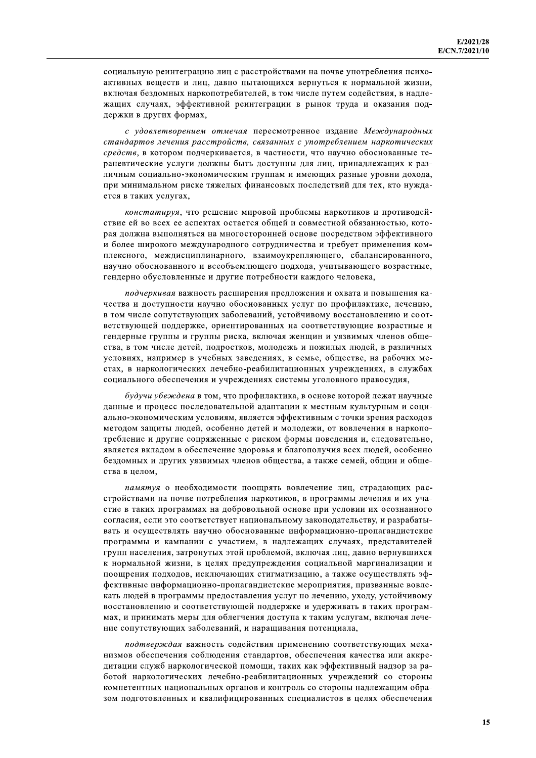социальную реинтеграцию лиц с расстройствами на почве употребления психоактивных веществ и лиц, давно пытающихся вернуться к нормальной жизни, включая бездомных наркопотребителей, в том числе путем содействия, в надлежащих случаях, эффективной реинтеграции в рынок труда и оказания поддержки в других формах,

*с удовлетворением отмечая* пересмотренное издание *Международных стандартов лечения расстройств, связанных с употреблением наркотических средств*, в котором подчеркивается, в частности, что научно обоснованные терапевтические услуги должны быть доступны для лиц, принадлежащих к различным социально-экономическим группам и имеющих разные уровни дохода, при минимальном риске тяжелых финансовых последствий для тех, кто нуждается в таких услугах,

*констатируя*, что решение мировой проблемы наркотиков и противодействие ей во всех ее аспектах остается общей и совместной обязанностью, которая должна выполняться на многосторонней основе посредством эффективного и более широкого международного сотрудничества и требует применения комплексного, междисциплинарного, взаимоукрепляющего, сбалансированного, научно обоснованного и всеобъемлющего подхода, учитывающего возрастные, гендерно обусловленные и другие потребности каждого человека,

*подчеркивая* важность расширения предложения и охвата и повышения качества и доступности научно обоснованных услуг по профилактике, лечению, в том числе сопутствующих заболеваний, устойчивому восстановлению и соответствующей поддержке, ориентированных на соответствующие возрастные и гендерные группы и группы риска, включая женщин и уязвимых членов общества, в том числе детей, подростков, молодежь и пожилых людей, в различных условиях, например в учебных заведениях, в семье, обществе, на рабочих местах, в наркологических лечебно-реабилитационных учреждениях, в службах социального обеспечения и учреждениях системы уголовного правосудия,

*будучи убеждена* в том, что профилактика, в основе которой лежат научные данные и процесс последовательной адаптации к местным культурным и социально-экономическим условиям, является эффективным с точки зрения расходов методом защиты людей, особенно детей и молодежи, от вовлечения в наркопотребление и другие сопряженные с риском формы поведения и, следовательно, является вкладом в обеспечение здоровья и благополучия всех людей, особенно бездомных и других уязвимых членов общества, а также семей, общин и общества в целом,

*памятуя* о необходимости поощрять вовлечение лиц, страдающих расстройствами на почве потребления наркотиков, в программы лечения и их участие в таких программах на добровольной основе при условии их осознанного согласия, если это соответствует национальному законодательству, и разрабатывать и осуществлять научно обоснованные информационно-пропагандистские программы и кампании с участием, в надлежащих случаях, представителей групп населения, затронутых этой проблемой, включая лиц, давно вернувшихся к нормальной жизни, в целях предупреждения социальной маргинализации и поощрения подходов, исключающих стигматизацию, а также осуществлять эффективные информационно-пропагандистские мероприятия, призванные вовлекать людей в программы предоставления услуг по лечению, уходу, устойчивому восстановлению и соответствующей поддержке и удерживать в таких программах, и принимать меры для облегчения доступа к таким услугам, включая лечение сопутствующих заболеваний, и наращивания потенциала,

*подтверждая* важность содействия применению соответствующих механизмов обеспечения соблюдения стандартов, обеспечения качества или аккредитации служб наркологической помощи, таких как эффективный надзор за работой наркологических лечебно-реабилитационных учреждений со стороны компетентных национальных органов и контроль со стороны надлежащим образом подготовленных и квалифицированных специалистов в целях обеспечения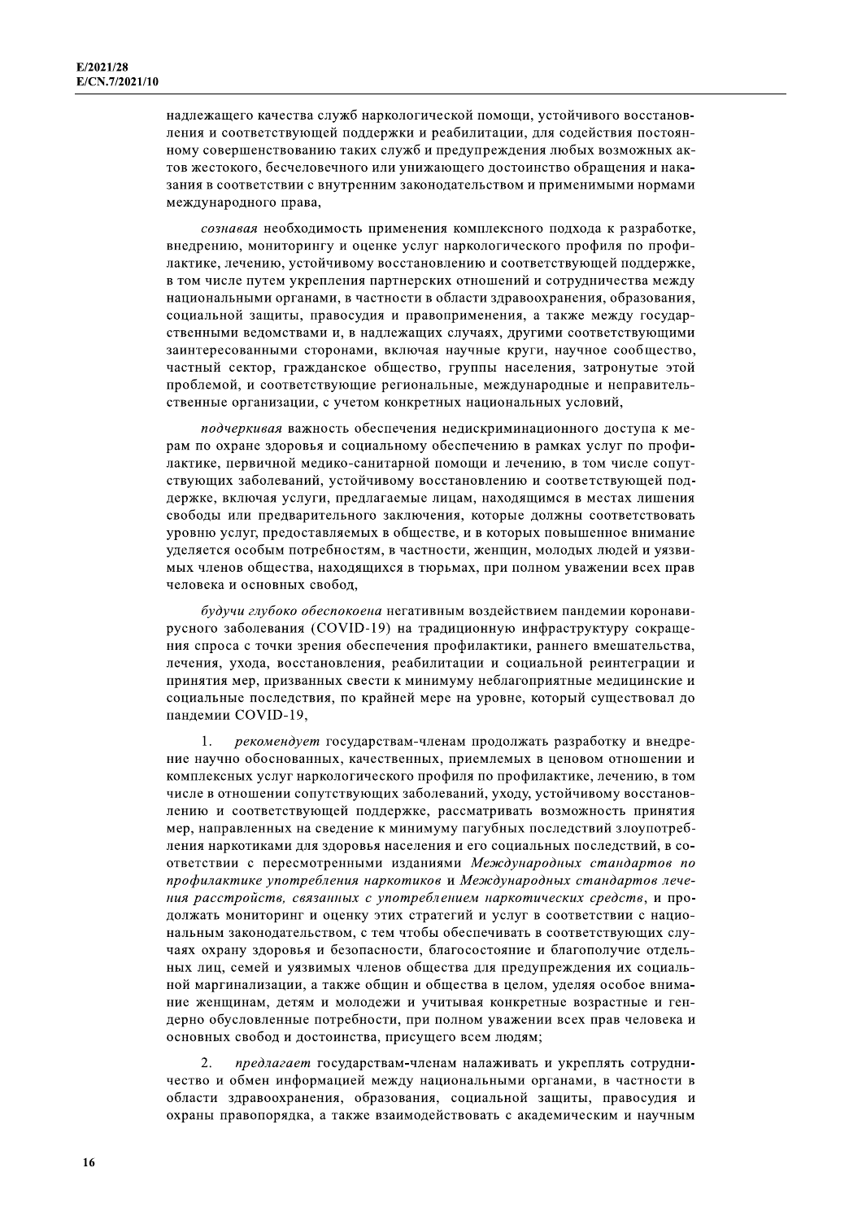надлежащего качества служб наркологической помощи, устойчивого восстановления и соответствующей поддержки и реабилитации, для содействия постоянному совершенствованию таких служб и предупреждения любых возможных актов жестокого, бесчеловечного или унижающего достоинство обращения и наказания в соответствии с внутренним законодательством и применимыми нормами международного права,

*сознавая* необходимость применения комплексного подхода к разработке, внедрению, мониторингу и оценке услуг наркологического профиля по профилактике, лечению, устойчивому восстановлению и соответствующей поддержке, в том числе путем укрепления партнерских отношений и сотрудничества между национальными органами, в частности в области здравоохранения, образования, социальной защиты, правосудия и правоприменения, а также между государственными ведомствами и, в надлежащих случаях, другими соответствующими заинтересованными сторонами, включая научные круги, научное сообщество, частный сектор, гражданское общество, группы населения, затронутые этой проблемой, и соответствующие региональные, международные и неправительственные организации, с учетом конкретных национальных условий,

*подчеркивая* важность обеспечения недискриминационного доступа к мерам по охране здоровья и социальному обеспечению в рамках услуг по профилактике, первичной медико-санитарной помощи и лечению, в том числе сопутствующих заболеваний, устойчивому восстановлению и соответствующей поддержке, включая услуги, предлагаемые лицам, находящимся в местах лишения свободы или предварительного заключения, которые должны соответствовать уровню услуг, предоставляемых в обществе, и в которых повышенное внимание уделяется особым потребностям, в частности, женщин, молодых людей и уязвимых членов общества, находящихся в тюрьмах, при полном уважении всех прав человека и основных свобод,

*будучи глубоко обеспокоена* негативным воздействием пандемии коронавирусного заболевания (COVID-19) на традиционную инфраструктуру сокращения спроса с точки зрения обеспечения профилактики, раннего вмешательства, лечения, ухода, восстановления, реабилитации и социальной реинтеграции и принятия мер, призванных свести к минимуму неблагоприятные медицинские и социальные последствия, по крайней мере на уровне, который существовал до пандемии COVID-19,

1. *рекомендует* государствам-членам продолжать разработку и внедрение научно обоснованных, качественных, приемлемых в ценовом отношении и комплексных услуг наркологического профиля по профилактике, лечению, в том числе в отношении сопутствующих заболеваний, уходу, устойчивому восстановлению и соответствующей поддержке, рассматривать возможность принятия мер, направленных на сведение к минимуму пагубных последствий злоупотребления наркотиками для здоровья населения и его социальных последствий, в соответствии с пересмотренными изданиями *Международных стандартов по профилактике употребления наркотиков* и *Международных стандартов лечения расстройств, связанных с употреблением наркотических средств*, и продолжать мониторинг и оценку этих стратегий и услуг в соответствии с национальным законодательством, с тем чтобы обеспечивать в соответствующих случаях охрану здоровья и безопасности, благосостояние и благополучие отдельных лиц, семей и уязвимых членов общества для предупреждения их социальной маргинализации, а также общин и общества в целом, уделяя особое внимание женщинам, детям и молодежи и учитывая конкретные возрастные и гендерно обусловленные потребности, при полном уважении всех прав человека и основных свобод и достоинства, присущего всем людям;

2. *предлагает* государствам-членам налаживать и укреплять сотрудничество и обмен информацией между национальными органами, в частности в области здравоохранения, образования, социальной защиты, правосудия и охраны правопорядка, а также взаимодействовать с академическим и научным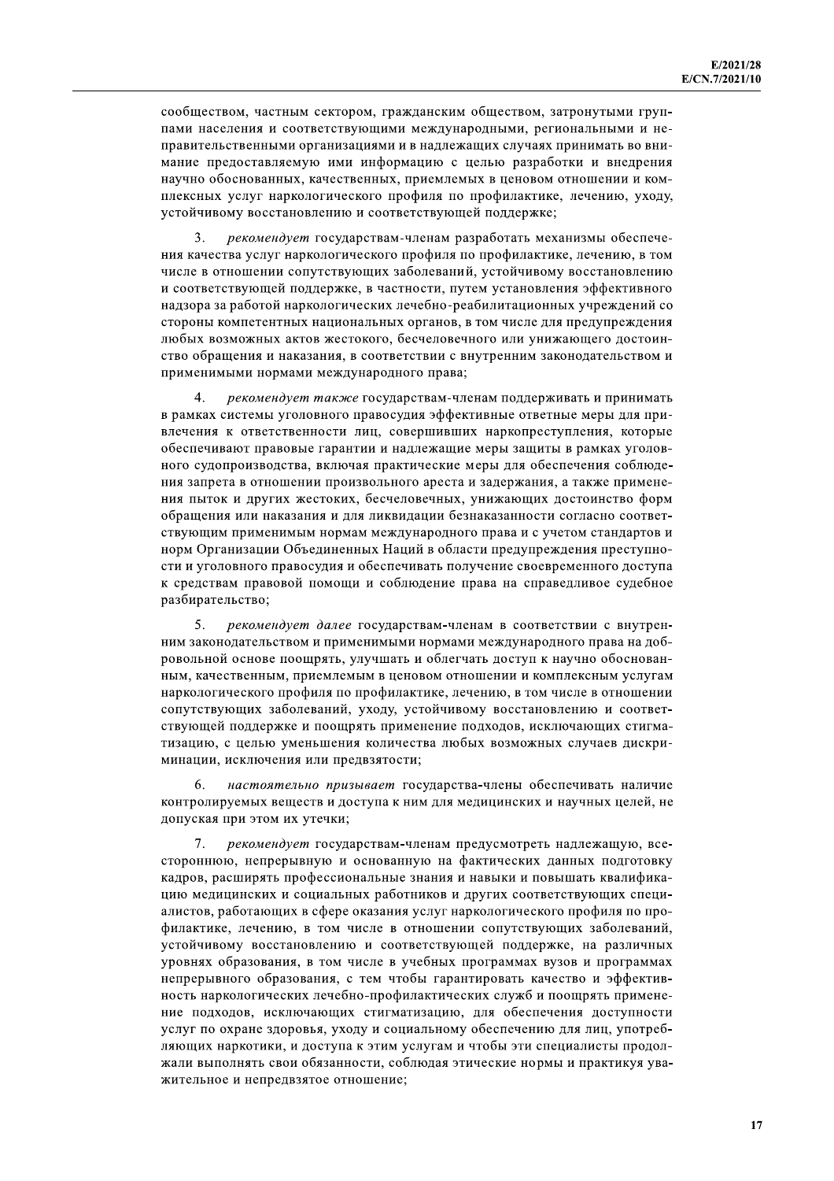сообществом, частным сектором, гражданским обществом, затронутыми группами населения и соответствующими международными, региональными и неправительственными организациями и в надлежащих случаях принимать во внимание научно предоставляемую ими информацию с целью разработки и внедрения научно обоснованных, качественных, приемлемых в ценовом отношении и комплексных услуг наркологического профиля по профилактике, лечению, уходу, устойчивому восстановлению и соответствующей поддержке;

3. *рекомендует* государствам-членам разработать механизмы обеспечения качества услуг наркологического профиля по профилактике, лечению, в том числе в отношении сопутствующих заболеваний, устойчивому восстановлению и соответствующей поддержке, в частности, путем установления эффективного надзора за работой наркологических лечебно-реабилитационных учреждений со стороны компетентных национальных органов, в том числе для предупреждения любых возможных актов жестокого, бесчеловечного или унижающего достоинство обращения и наказания, в соответствии с внутренним законодательством и применимыми нормами международного права;

4. *рекомендует также* государствам-членам поддерживать и принимать в рамках системы уголовного правосудия эффективные ответные меры для привлечения к ответственности лиц, совершивших наркопреступления, которые обеспечивают правовые гарантии и надлежащие меры защиты в рамках уголовного судопроизводства, включая практические меры для обеспечения соблюдения запрета в отношении произвольного ареста и задержания, а также применения пыток и других жестоких, бесчеловечных, унижающих достоинство форм обращения или наказания и для ликвидации безнаказанности согласно соответствующим применимым нормам международного права и с учетом стандартов и норм Организации Объединенных Наций в области предупреждения преступности и уголовного правосудия и обеспечивать получение своевременного доступа к средствам правовой помощи и соблюдение права на справедливое судебное разбирательство;

5. *рекомендует далее* государствам-членам в соответствии с внутренним законодательством и применимыми нормами международного права на добровольной основе поощрять, улучшать и облегчать доступ к научно обоснованным, качественным, приемлемым в ценовом отношении и комплексным услугам наркологического профиля по профилактике, лечению, в том числе в отношении сопутствующих заболеваний, уходу, устойчивому восстановлению и соответствующей поддержке и поощрять применение подходов, исключающих стигматизацию, с целью уменьшения количества любых возможных случаев дискриминации, исключения или предвзятости;

6. *настоятельно призывает* государства-члены обеспечивать наличие контролируемых веществ и доступа к ним для медицинских и научных целей, не допуская при этом их утечки;

7. *рекомендует* государствам-членам предусмотреть надлежащую, всестороннюю, непрерывную и основанную на фактических данных подготовку кадров, расширять профессиональные знания и навыки и повышать квалификацию медицинских и социальных работников и других соответствующих специалистов, работающих в сфере оказания услуг наркологического профиля по профилактике, лечению, в том числе в отношении сопутствующих заболеваний, устойчивому восстановлению и соответствующей поддержке, на различных уровнях образования, в том числе в учебных программах вузов и программах непрерывного образования, с тем чтобы гарантировать качество и эффективность наркологических лечебно-профилактических служб и поощрять применение подходов, исключающих стигматизацию, для обеспечения доступности услуг по охране здоровья, уходу и социальному обеспечению для лиц, употребляющих наркотики, и доступа к этим услугам и чтобы эти специалисты продолжали выполнять свои обязанности, соблюдая этические нормы и практикуя уважительное и непредвзятое отношение;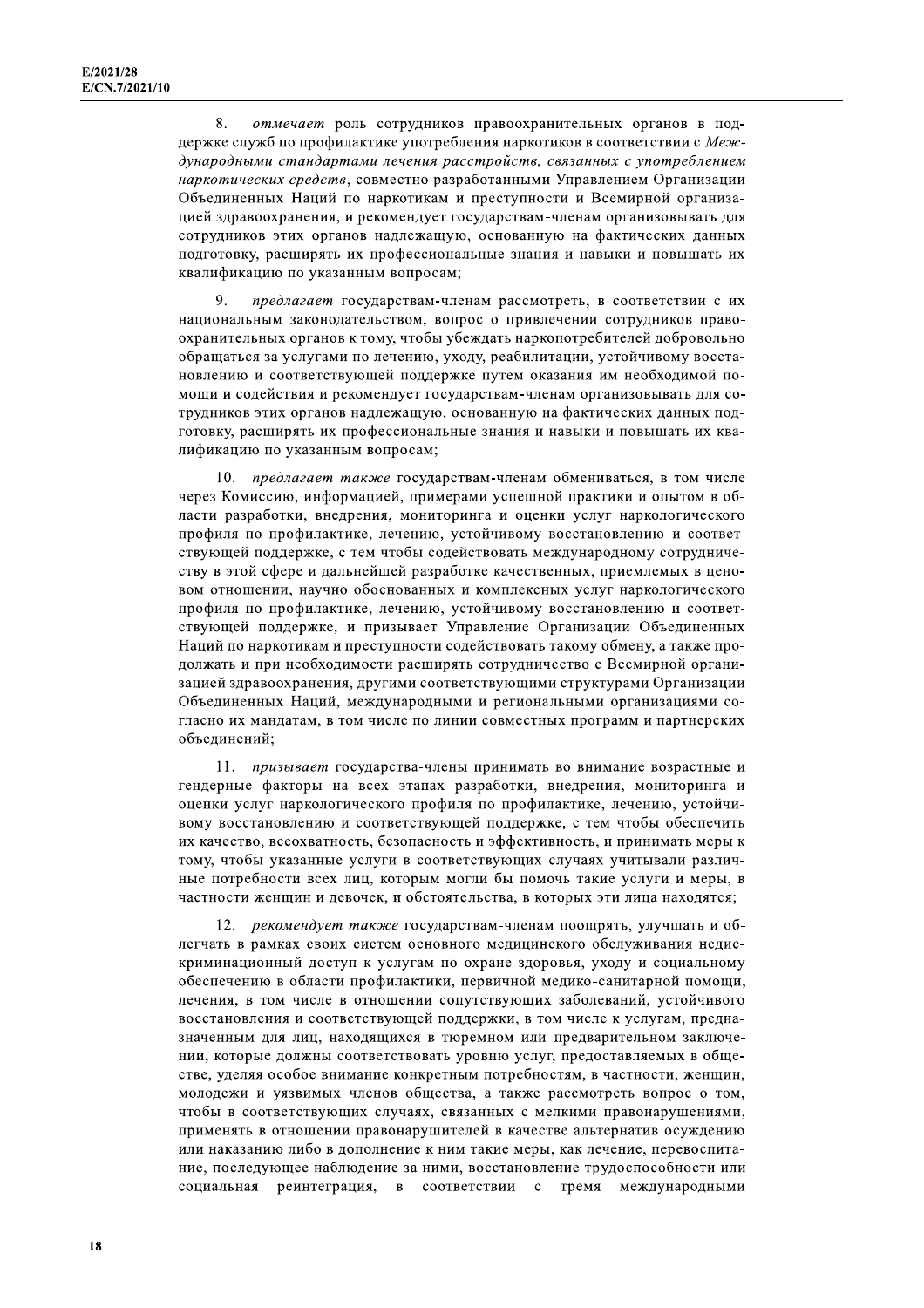8. *отмечает* роль сотрудников правоохранительных органов в поддержке служб по профилактике употребления наркотиков в соответствии с *Международными стандартами лечения расстройств, связанных с употреблением наркотических средств*, совместно разработанными Управлением Организации Объединенных Наций по наркотикам и преступности и Всемирной организацией здравоохранения, и рекомендует государствам-членам организовывать для сотрудников этих органов надлежащую, основанную на фактических данных подготовку, расширять их профессиональные знания и навыки и повышать их квалификацию по указанным вопросам;

9. *предлагает* государствам-членам рассмотреть, в соответствии с их национальным законодательством, вопрос о привлечении сотрудников правоохранительных органов к тому, чтобы убеждать наркопотребителей добровольно обращаться за услугами по лечению, уходу, реабилитации, устойчивому восстановлению и соответствующей поддержке путем оказания им необходимой помощи и содействия и рекомендует государствам-членам организовывать для сотрудников этих органов надлежащую, основанную на фактических данных подготовку, расширять их профессиональные знания и навыки и повышать их квалификацию по указанным вопросам;

10. *предлагает также* государствам-членам обмениваться, в том числе через Комиссию, информацией, примерами успешной практики и опытом в области разработки, внедрения, мониторинга и оценки услуг наркологического профиля по профилактике, лечению, устойчивому восстановлению и соответствующей поддержке, с тем чтобы содействовать международному сотрудничеству в этой сфере и дальнейшей разработке качественных, приемлемых в ценовом отношении, научно обоснованных и комплексных услуг наркологического профиля по профилактике, лечению, устойчивому восстановлению и соответствующей поддержке, и призывает Управление Организации Объединенных Наций по наркотикам и преступности содействовать такому обмену, а также продолжать и при необходимости расширять сотрудничество с Всемирной организацией здравоохранения, другими соответствующими структурами Организации Объединенных Наций, международными и региональными организациями согласно их мандатам, в том числе по линии совместных программ и партнерских объединений;

11. *призывает* государства-члены принимать во внимание возрастные и гендерные факторы на всех этапах разработки, внедрения, мониторинга и оценки услуг наркологического профиля по профилактике, лечению, устойчивому восстановлению и соответствующей поддержке, с тем чтобы обеспечить их качество, всеохватность, безопасность и эффективность, и принимать меры к тому, чтобы указанные услуги в соответствующих случаях учитывали различные потребности всех лиц, которым могли бы помочь такие услуги и меры, в частности женщин и девочек, и обстоятельства, в которых эти лица находятся;

12. *рекомендует также* государствам-членам поощрять, улучшать и облегчать в рамках своих систем основного медицинского обслуживания недискриминационный доступ к услугам по охране здоровья, уходу и социальному обеспечению в области профилактики, первичной медико-санитарной помощи, лечения, в том числе в отношении сопутствующих заболеваний, устойчивого восстановления и соответствующей поддержки, в том числе к услугам, предназначенным для лиц, находящихся в тюремном или предварительном заключении, которые должны соответствовать уровню услуг, предоставляемых в обществе, уделяя особое внимание конкретным потребностям, в частности, женщин, молодежи и уязвимых членов общества, а также рассмотреть вопрос о том, чтобы в соответствующих случаях, связанных с мелкими правонарушениями, применять в отношении правонарушителей в качестве альтернатив осуждению или наказанию либо в дополнение к ним такие меры, как лечение, перевоспитание, последующее наблюдение за ними, восстановление трудоспособности или социальная реинтеграция, в соответствии с тремя международными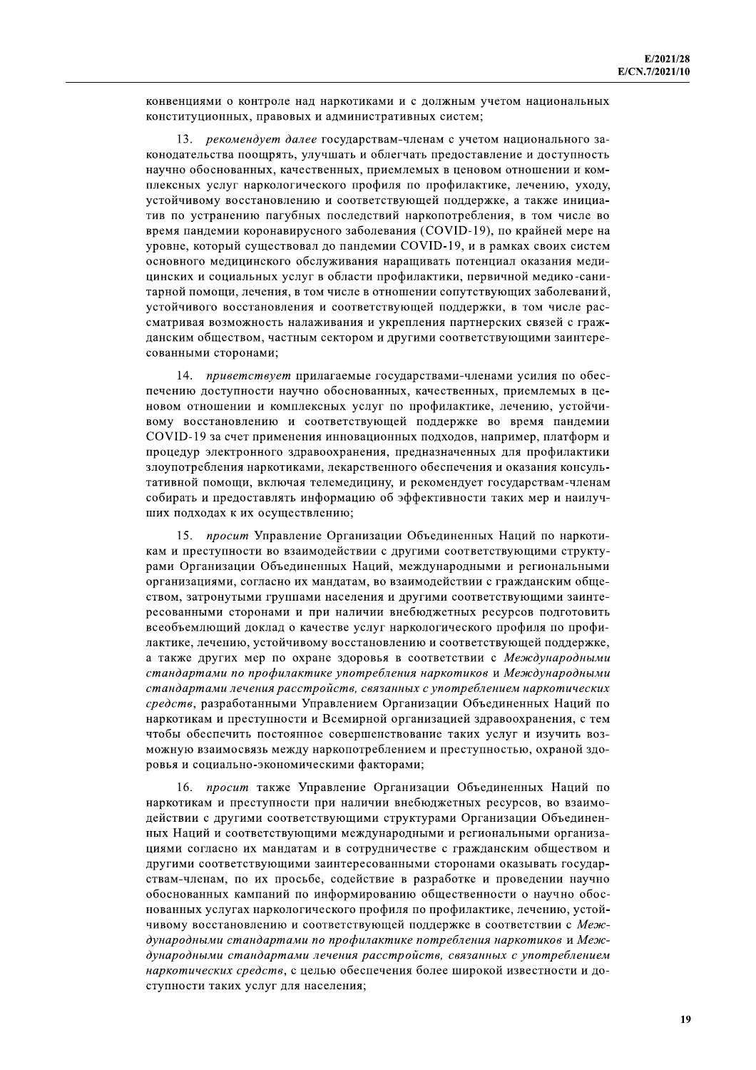конвенциями о контроле над наркотиками и с должным учетом национальных конституционных, правовых и административных систем;

13. *рекомендует далее* государствам-членам с учетом национального законодательства поощрять, улучшать и облегчать предоставление и доступность научно обоснованных, качественных, приемлемых в ценовом отношении и комплексных услуг наркологического профиля по профилактике, лечению, уходу, устойчивому восстановлению и соответствующей поддержке, а также инициатив по устранению пагубных последствий наркопотребления, в том числе во время пандемии коронавирусного заболевания (COVID-19), по крайней мере на уровне, который существовал до пандемии COVID-19, и в рамках своих систем основного медицинского обслуживания наращивать потенциал оказания медицинских и социальных услуг в области профилактики, первичной медико-санитарной помощи, лечения, в том числе в отношении сопутствующих заболеваний, устойчивого восстановления и соответствующей поддержки, в том числе рассматривая возможность налаживания и укрепления партнерских связей с гражданским обществом, частным сектором и другими соответствующими заинтересованными сторонами;

14. *приветствует* прилагаемые государствами-членами усилия по обеспечению доступности научно обоснованных, качественных, приемлемых в ценовом отношении и комплексных услуг по профилактике, лечению, устойчивому восстановлению и соответствующей поддержке во время пандемии COVID-19 за счет применения инновационных подходов, например, платформ и процедур электронного здравоохранения, предназначенных для профилактики злоупотребления наркотиками, лекарственного обеспечения и оказания консультативной помощи, включая телемедицину, и рекомендует государствам-членам собирать и предоставлять информацию об эффективности таких мер и наилучших подходах к их осуществлению;

15. *просит* Управление Организации Объединенных Наций по наркотикам и преступности во взаимодействии с другими соответствующими структурами Организации Объединенных Наций, международными и региональными организациями, согласно их мандатам, во взаимодействии с гражданским обществом, затронутыми группами населения и другими соответствующими заинтересованными сторонами и при наличии внебюджетных ресурсов подготовить всеобъемлющий доклад о качестве услуг наркологического профиля по профилактике, лечению, устойчивому восстановлению и соответствующей поддержке, а также других мер по охране здоровья в соответствии с *Международными стандартами по профилактике употребления наркотиков* и *Международными стандартами лечения расстройств, связанных с употреблением наркотических средств*, разработанными Управлением Организации Объединенных Наций по наркотикам и преступности и Всемирной организацией здравоохранения, с тем чтобы обеспечить постоянное совершенствование таких услуг и изучить возможную взаимосвязь между наркопотреблением и преступностью, охраной здоровья и социально-экономическими факторами;

16. *просит* также Управление Организации Объединенных Наций по наркотикам и преступности при наличии внебюджетных ресурсов, во взаимодействии с другими соответствующими структурами Организации Объединенных Наций и соответствующими международными и региональными организациями согласно их мандатам и в сотрудничестве с гражданским обществом и другими соответствующими заинтересованными сторонами оказывать государствам-членам, по их просьбе, содействие в разработке и проведении научно обоснованных кампаний по информированию общественности о научно обоснованных услугах наркологического профиля по профилактике, лечению, устойчивому восстановлению и соответствующей поддержке в соответствии с *Международными стандартами по профилактике потребления наркотиков* и *Международными стандартами лечения расстройств, связанных с употреблением наркотических средств*, с целью обеспечения более широкой известности и доступности таких услуг для населения;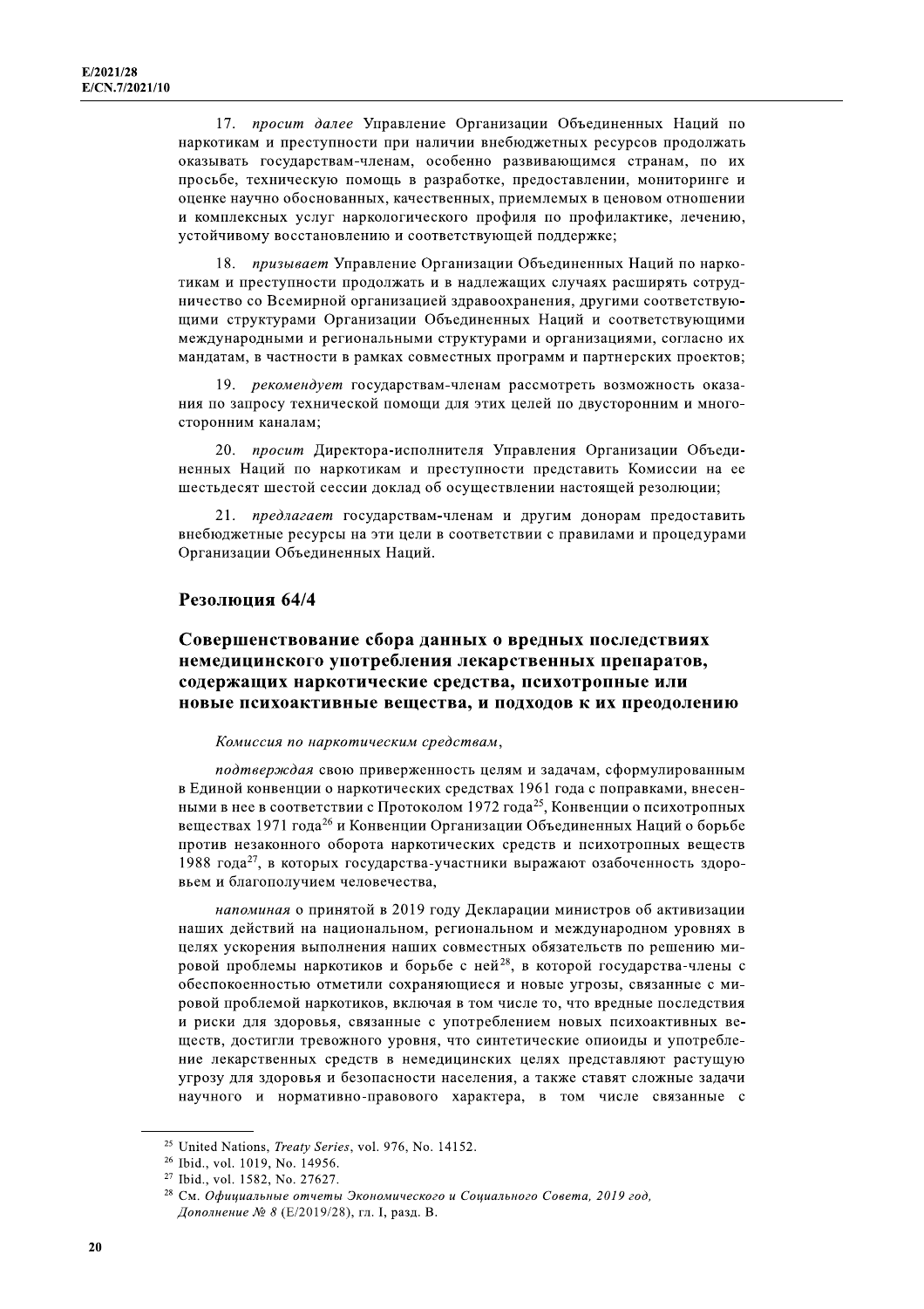17. *просит далее* Управление Организации Объединенных Наций по наркотикам и преступности при наличии внебюджетных ресурсов продолжать оказывать государствам-членам, особенно развивающимся странам, по их просьбе, техническую помощь в разработке, предоставлении, мониторинге и оценке научно обоснованных, качественных, приемлемых в ценовом отношении и комплексных услуг наркологического профиля по профилактике, лечению, устойчивому восстановлению и соответствующей поддержке;

18. *призывает* Управление Организации Объединенных Наций по наркотикам и преступности продолжать и в надлежащих случаях расширять сотрудничество со Всемирной организацией здравоохранения, другими соответствующими структурами Организации Объединенных Наций и соответствующими международными и региональными структурами и организациями, согласно их мандатам, в частности в рамках совместных программ и партнерских проектов;

19. *рекомендует* государствам-членам рассмотреть возможность оказания по запросу технической помощи для этих целей по двусторонним и многосторонним каналам;

20. *просит* Директора-исполнителя Управления Организации Объединенных Наций по наркотикам и преступности представить Комиссии на ее шестьдесят шестой сессии доклад об осуществлении настоящей резолюции;

21. *предлагает* государствам-членам и другим донорам предоставить внебюджетные ресурсы на эти цели в соответствии с правилами и процедурами Организации Объединенных Наций.

## Резолюция 64/4

### Совершенствование сбора данных о вредных последствиях немедицинского употребления лекарственных препаратов, содержащих наркотические средства, психотропные или новые психоактивные вещества, и подходов к их преодолению

*Комиссия по наркотическим средствам*,

*подтверждая* свою приверженность целям и задачам, сформулированным в Единой конвенции о наркотических средствах 1961 года с поправками, внесенными в нее в соответствии с Протоколом 1972 года[25], Конвенции о психотропных веществах 1971 года[26] и Конвенции Организации Объединенных Наций о борьбе против незаконного оборота наркотических средств и психотропных веществ 1988 года[27], в которых государства-участники выражают озабоченность здоровьем и благополучием человечества,

*напоминая* о принятой в 2019 году Декларации министров об активизации наших действий на национальном, региональном и международном уровнях в целях ускорения выполнения наших совместных обязательств по решению мировой проблемы наркотиков и борьбе с ней[28], в которой государства-члены с обеспокоенностью отметили сохраняющиеся и новые угрозы, связанные с мировой проблемой наркотиков, включая в том числе то, что вредные последствия и риски для здоровья, связанные с употреблением новых психоактивных веществ, достигли тревожного уровня, что синтетические опиоиды и употребление лекарственных средств в немедицинских целях представляют растущую угрозу для здоровья и безопасности населения, а также ставят сложные задачи научного и нормативно-правового характера, в том числе связанные с

---

[25] United Nations, *Treaty Series*, vol. 976, No. 14152.

[26] Ibid., vol. 1019, No. 14956.

[27] Ibid., vol. 1582, No. 27627.

[28] См. *Официальные отчеты Экономического и Социального Совета, 2019 год, Дополнение № 8* (E/2019/28), гл. I, разд. B.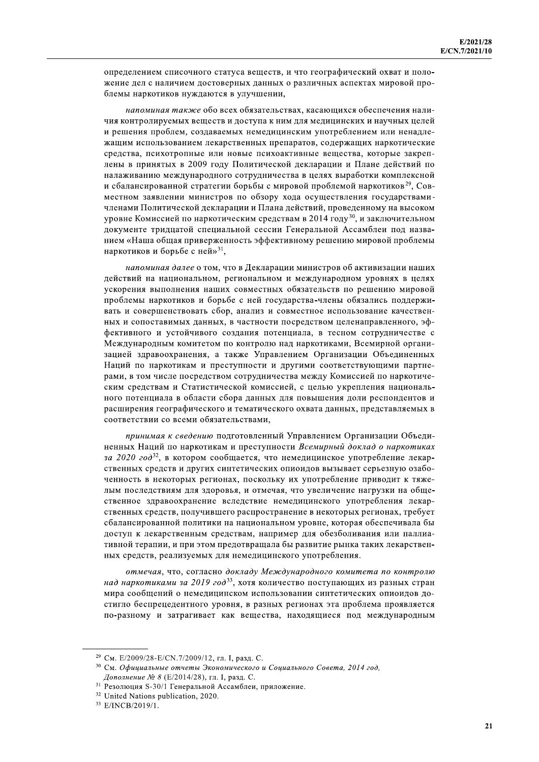определением списочного статуса веществ, и что географический охват и положение дел с наличием достоверных данных о различных аспектах мировой проблемы наркотиков нуждаются в улучшении,

*напоминая также* обо всех обязательствах, касающихся обеспечения наличия контролируемых веществ и доступа к ним для медицинских и научных целей и решения проблем, создаваемых немедицинским употреблением или ненадлежащим использованием лекарственных препаратов, содержащих наркотические средства, психотропные или новые психоактивные вещества, которые закреплены в принятых в 2009 году Политической декларации и Плане действий по налаживанию международного сотрудничества в целях выработки комплексной и сбалансированной стратегии борьбы с мировой проблемой наркотиков[29], Совместном заявлении министров по обзору хода осуществления государствами-членами Политической декларации и Плана действий, проведенному на высоком уровне Комиссией по наркотическим средствам в 2014 году[30], и заключительном документе тридцатой специальной сессии Генеральной Ассамблеи под названием «Наша общая приверженность эффективному решению мировой проблемы наркотиков и борьбе с ней»[31],

*напоминая далее* о том, что в Декларации министров об активизации наших действий на национальном, региональном и международном уровнях в целях ускорения выполнения наших совместных обязательств по решению мировой проблемы наркотиков и борьбе с ней государства-члены обязались поддерживать и совершенствовать сбор, анализ и совместное использование качественных и сопоставимых данных, в частности посредством целенаправленного, эффективного и устойчивого создания потенциала, в тесном сотрудничестве с Международным комитетом по контролю над наркотиками, Всемирной организацией здравоохранения, а также Управлением Организации Объединенных Наций по наркотикам и преступности и другими соответствующими партнерами, в том числе посредством сотрудничества между Комиссией по наркотическим средствам и Статистической комиссией, с целью укрепления национального потенциала в области сбора данных для повышения доли респондентов и расширения географического и тематического охвата данных, представляемых в соответствии со всеми обязательствами,

*принимая к сведению* подготовленный Управлением Организации Объединенных Наций по наркотикам и преступности *Всемирный доклад о наркотиках за 2020 год*[32], в котором сообщается, что немедицинское употребление лекарственных средств и других синтетических опиоидов вызывает серьезную озабоченность в некоторых регионах, поскольку их употребление приводит к тяжелым последствиям для здоровья, и отмечая, что увеличение нагрузки на общественное здравоохранение вследствие немедицинского употребления лекарственных средств, получившего распространение в некоторых регионах, требует сбалансированной политики на национальном уровне, которая обеспечивала бы доступ к лекарственным средствам, например для обезболивания или паллиативной терапии, и при этом предотвращала бы развитие рынка таких лекарственных средств, реализуемых для немедицинского употребления.

*отмечая*, что, согласно *докладу Международного комитета по контролю над наркотиками за 2019 год*[33], хотя количество поступающих из разных стран мира сообщений о немедицинском использовании синтетических опиоидов достигло беспрецедентного уровня, в разных регионах эта проблема проявляется по-разному и затрагивает как вещества, находящиеся под международным

---

[29] См. E/2009/28-E/CN.7/2009/12, гл. I, разд. C.

[30] См. *Официальные отчеты Экономического и Социального Совета, 2014 год, Дополнение № 8* (E/2014/28), гл. I, разд. C.

[31] Резолюция S-30/1 Генеральной Ассамблеи, приложение.

[32] United Nations publication, 2020.

[33] E/INCB/2019/1.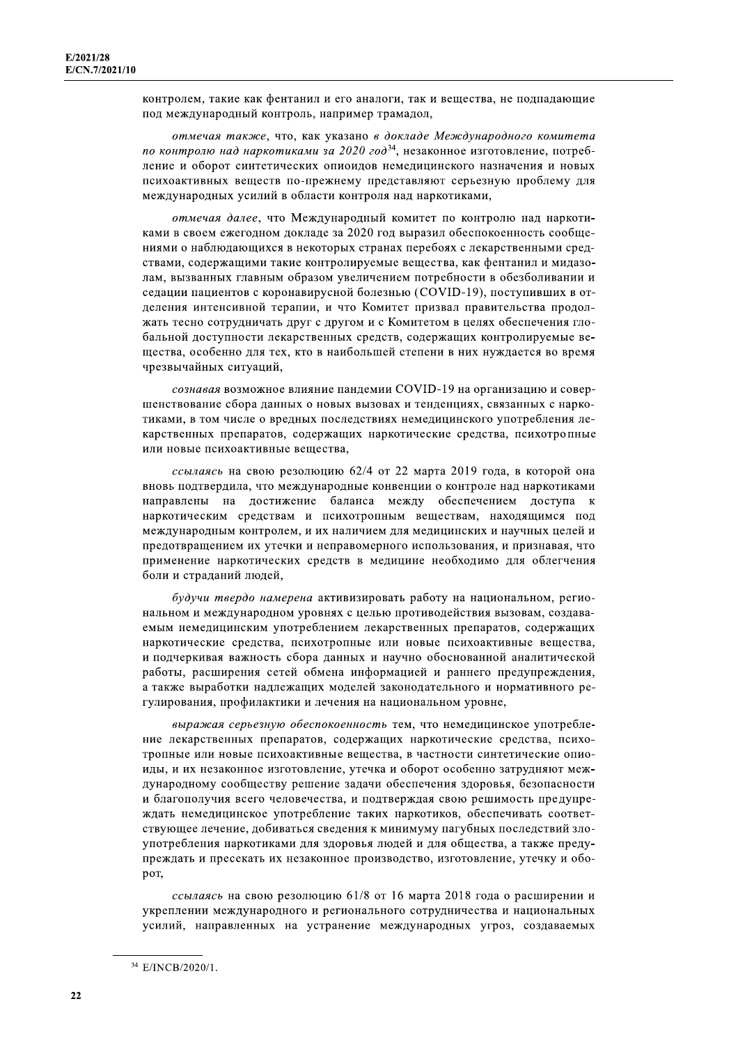контролем, такие как фентанил и его аналоги, так и вещества, не подпадающие под международный контроль, например трамадол,

*отмечая также*, что, как указано *в докладе Международного комитета по контролю над наркотиками за 2020 год*[34], незаконное изготовление, потребление и оборот синтетических опиоидов немедицинского назначения и новых психоактивных веществ по-прежнему представляют серьезную проблему для международных усилий в области контроля над наркотиками,

*отмечая далее*, что Международный комитет по контролю над наркотиками в своем ежегодном докладе за 2020 год выразил обеспокоенность сообщениями о наблюдающихся в некоторых странах перебоях с лекарственными средствами, содержащими такие контролируемые вещества, как фентанил и мидазолам, вызванных главным образом увеличением потребности в обезболивании и седации пациентов с коронавирусной болезнью (COVID-19), поступивших в отделения интенсивной терапии, и что Комитет призвал правительства продолжать тесно сотрудничать друг с другом и с Комитетом в целях обеспечения глобальной доступности лекарственных средств, содержащих контролируемые вещества, особенно для тех, кто в наибольшей степени в них нуждается во время чрезвычайных ситуаций,

*сознавая* возможное влияние пандемии COVID-19 на организацию и совершенствование сбора данных о новых вызовах и тенденциях, связанных с наркотиками, в том числе о вредных последствиях немедицинского употребления лекарственных препаратов, содержащих наркотические средства, психотропные или новые психоактивные вещества,

*ссылаясь* на свою резолюцию 62/4 от 22 марта 2019 года, в которой она вновь подтвердила, что международные конвенции о контроле над наркотиками направлены на достижение баланса между обеспечением доступа к наркотическим средствам и психотропным веществам, находящимся под международным контролем, и их наличием для медицинских и научных целей и предотвращением их утечки и неправомерного использования, и признавая, что применение наркотических средств в медицине необходимо для облегчения боли и страданий людей,

*будучи твердо намерена* активизировать работу на национальном, региональном и международном уровнях с целью противодействия вызовам, создаваемым немедицинским употреблением лекарственных препаратов, содержащих наркотические средства, психотропные или новые психоактивные вещества, и подчеркивая важность сбора данных и научно обоснованной аналитической работы, расширения сетей обмена информацией и раннего предупреждения, а также выработки надлежащих моделей законодательного и нормативного регулирования, профилактики и лечения на национальном уровне,

*выражая серьезную обеспокоенность* тем, что немедицинское употребление лекарственных препаратов, содержащих наркотические средства, психотропные или новые психоактивные вещества, в частности синтетические опиоиды, и их незаконное изготовление, утечка и оборот особенно затрудняют международному сообществу решение задачи обеспечения здоровья, безопасности и благополучия всего человечества, и подтверждая свою решимость предупреждать немедицинское употребление таких наркотиков, обеспечивать соответствующее лечение, добиваться сведения к минимуму пагубных последствий злоупотребления наркотиками для здоровья людей и для общества, а также предупреждать и пресекать их незаконное производство, изготовление, утечку и оборот,

*ссылаясь* на свою резолюцию 61/8 от 16 марта 2018 года о расширении и укреплении международного и регионального сотрудничества и национальных усилий, направленных на устранение международных угроз, создаваемых

---

[34] E/INCB/2020/1.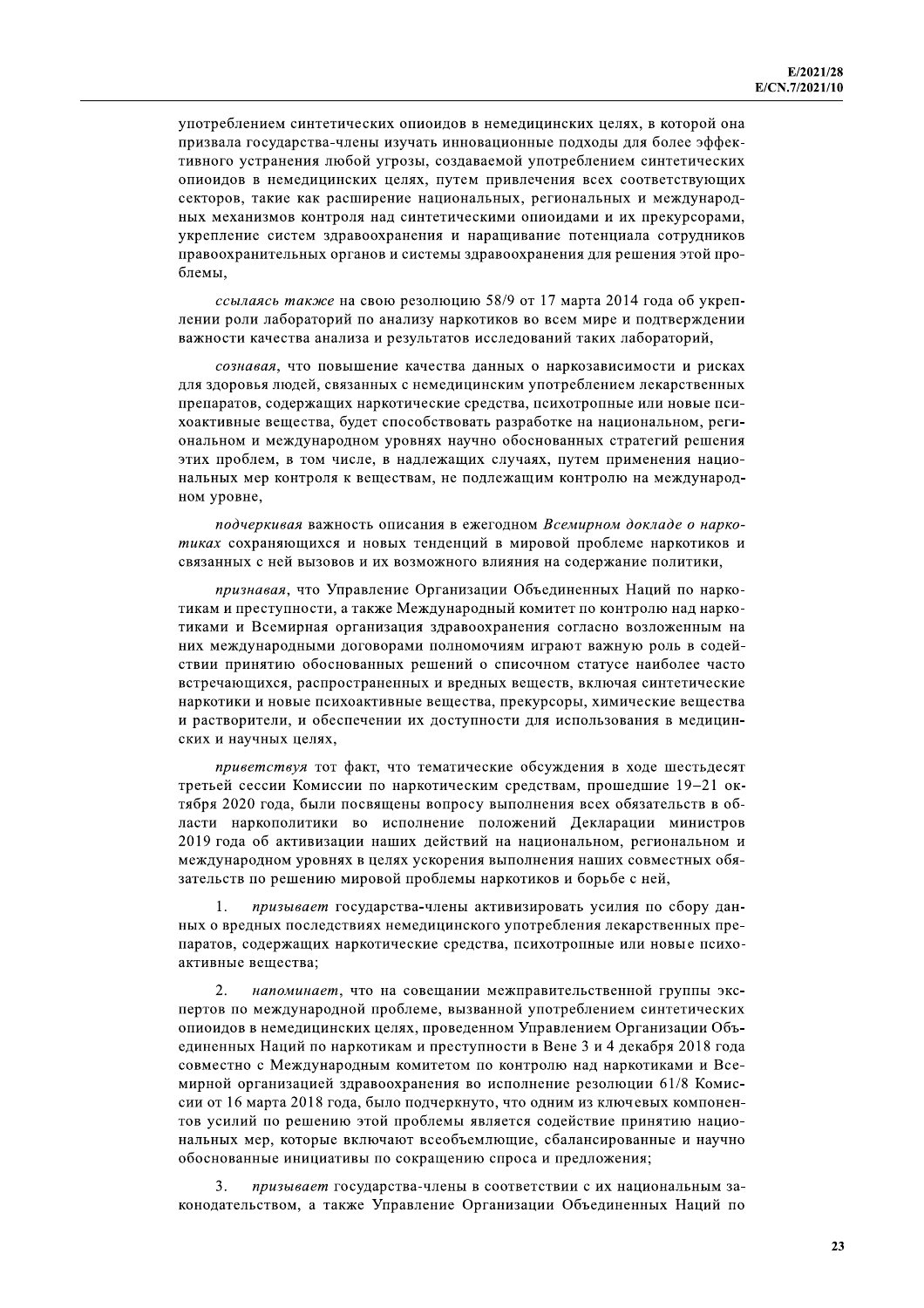употреблением синтетических опиоидов в немедицинских целях, в которой она призвала государства-члены изучать инновационные подходы для более эффективного устранения любой угрозы, создаваемой употреблением синтетических опиоидов в немедицинских целях, путем привлечения всех соответствующих секторов, такие как расширение национальных, региональных и международных механизмов контроля над синтетическими опиоидами и их прекурсорами, укрепление систем здравоохранения и наращивание потенциала сотрудников правоохранительных органов и системы здравоохранения для решения этой проблемы,

*ссылаясь также* на свою резолюцию 58/9 от 17 марта 2014 года об укреплении роли лабораторий по анализу наркотиков во всем мире и подтверждении важности качества анализа и результатов исследований таких лабораторий,

*сознавая*, что повышение качества данных о наркозависимости и рисках для здоровья людей, связанных с немедицинским употреблением лекарственных препаратов, содержащих наркотические средства, психотропные или новые психоактивные вещества, будет способствовать разработке на национальном, региональном и международном уровнях научно обоснованных стратегий решения этих проблем, в том числе, в надлежащих случаях, путем применения национальных мер контроля к веществам, не подлежащим контролю на международном уровне,

*подчеркивая* важность описания в ежегодном *Всемирном докладе о наркотиках* сохраняющихся и новых тенденций в мировой проблеме наркотиков и связанных с ней вызовов и их возможного влияния на содержание политики,

*признавая*, что Управление Организации Объединенных Наций по наркотикам и преступности, а также Международный комитет по контролю над наркотиками и Всемирная организация здравоохранения согласно возложенным на них международными договорами полномочиям играют важную роль в содействии принятию обоснованных решений о списочном статусе наиболее часто встречающихся, распространенных и вредных веществ, включая синтетические наркотики и новые психоактивные вещества, прекурсоры, химические вещества и растворители, и обеспечении их доступности для использования в медицинских и научных целях,

*приветствуя* тот факт, что тематические обсуждения в ходе шестьдесят третьей сессии Комиссии по наркотическим средствам, прошедшие 19–21 октября 2020 года, были посвящены вопросу выполнения всех обязательств в области наркополитики во исполнение положений Декларации министров 2019 года об активизации наших действий на национальном, региональном и международном уровнях в целях ускорения выполнения наших совместных обязательств по решению мировой проблемы наркотиков и борьбе с ней,

1. *призывает* государства-члены активизировать усилия по сбору данных о вредных последствиях немедицинского употребления лекарственных препаратов, содержащих наркотические средства, психотропные или новые психоактивные вещества;

2. *напоминает*, что на совещании межправительственной группы экспертов по международной проблеме, вызванной употреблением синтетических опиоидов в немедицинских целях, проведенном Управлением Организации Объединенных Наций по наркотикам и преступности в Вене 3 и 4 декабря 2018 года совместно с Международным комитетом по контролю над наркотиками и Всемирной организацией здравоохранения во исполнение резолюции 61/8 Комиссии от 16 марта 2018 года, было подчеркнуто, что одним из ключевых компонентов усилий по решению этой проблемы является содействие принятию национальных мер, которые включают всеобъемлющие, сбалансированные и научно обоснованные инициативы по сокращению спроса и предложения;

3. *призывает* государства-члены в соответствии с их национальным законодательством, а также Управление Организации Объединенных Наций по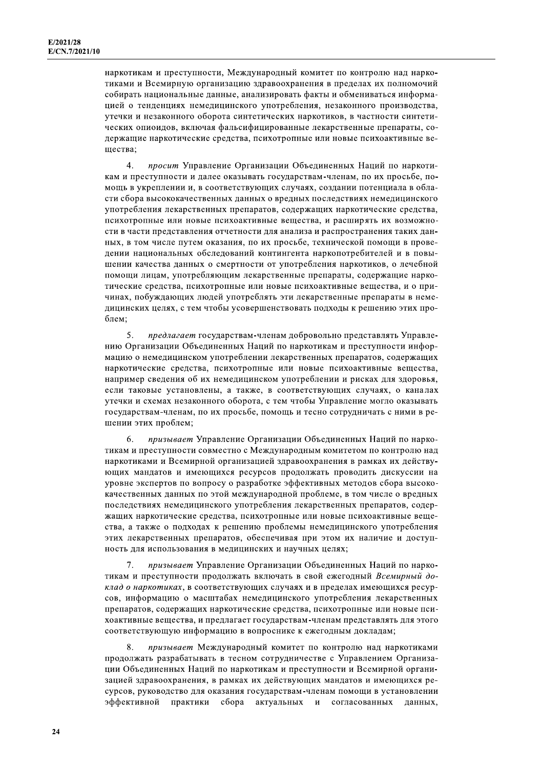наркотикам и преступности, Международный комитет по контролю над наркотиками и Всемирную организацию здравоохранения в пределах их полномочий собирать национальные данные, анализировать факты и обмениваться информацией о тенденциях немедицинского употребления, незаконного производства, утечки и незаконного оборота синтетических наркотиков, в частности синтетических опиоидов, включая фальсифицированные лекарственные препараты, содержащие наркотические средства, психотропные или новые психоактивные вещества;

4. *просит* Управление Организации Объединенных Наций по наркотикам и преступности и далее оказывать государствам-членам, по их просьбе, помощь в укреплении и, в соответствующих случаях, создании потенциала в области сбора высококачественных данных о вредных последствиях немедицинского употребления лекарственных препаратов, содержащих наркотические средства, психотропные или новые психоактивные вещества, и расширять их возможности в части представления отчетности для анализа и распространения таких данных, в том числе путем оказания, по их просьбе, технической помощи в проведении национальных обследований контингента наркопотребителей и в повышении качества данных о смертности от употребления наркотиков, о лечебной помощи лицам, употребляющим лекарственные препараты, содержащие наркотические средства, психотропные или новые психоактивные вещества, и о причинах, побуждающих людей употреблять эти лекарственные препараты в немедицинских целях, с тем чтобы усовершенствовать подходы к решению этих проблем;

5. *предлагает* государствам-членам добровольно представлять Управлению Организации Объединенных Наций по наркотикам и преступности информацию о немедицинском употреблении лекарственных препаратов, содержащих наркотические средства, психотропные или новые психоактивные вещества, например сведения об их немедицинском употреблении и рисках для здоровья, если таковые установлены, а также, в соответствующих случаях, о каналах утечки и схемах незаконного оборота, с тем чтобы Управление могло оказывать государствам-членам, по их просьбе, помощь и тесно сотрудничать с ними в решении этих проблем;

6. *призывает* Управление Организации Объединенных Наций по наркотикам и преступности совместно с Международным комитетом по контролю над наркотиками и Всемирной организацией здравоохранения в рамках их действующих мандатов и имеющихся ресурсов продолжать проводить дискуссии на уровне экспертов по вопросу о разработке эффективных методов сбора высококачественных данных по этой международной проблеме, в том числе о вредных последствиях немедицинского употребления лекарственных препаратов, содержащих наркотические средства, психотропные или новые психоактивные вещества, а также о подходах к решению проблемы немедицинского употребления этих лекарственных препаратов, обеспечивая при этом их наличие и доступность для использования в медицинских и научных целях;

7. *призывает* Управление Организации Объединенных Наций по наркотикам и преступности продолжать включать в свой ежегодный *Всемирный доклад о наркотиках*, в соответствующих случаях и в пределах имеющихся ресурсов, информацию о масштабах немедицинского употребления лекарственных препаратов, содержащих наркотические средства, психотропные или новые психоактивные вещества, и предлагает государствам-членам представлять для этого соответствующую информацию в вопроснике к ежегодным докладам;

8. *призывает* Международный комитет по контролю над наркотиками продолжать разрабатывать в тесном сотрудничестве с Управлением Организации Объединенных Наций по наркотикам и преступности и Всемирной организацией здравоохранения, в рамках их действующих мандатов и имеющихся ресурсов, руководство для оказания государствам-членам помощи в установлении эффективной практики сбора актуальных и согласованных данных,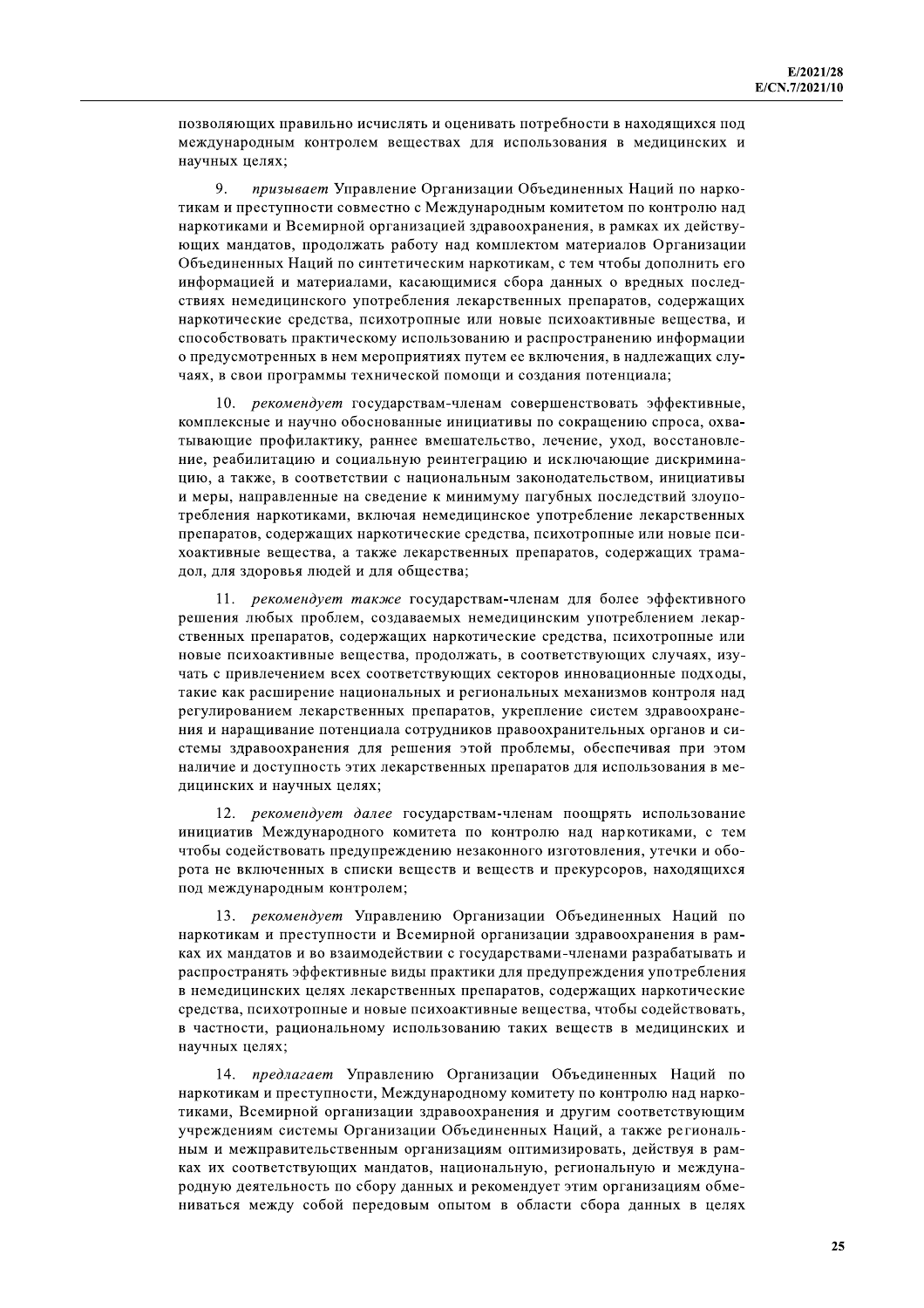позволяющих правильно исчислять и оценивать потребности в находящихся под международным контролем веществах для использования в медицинских и научных целях;

9. *призывает* Управление Организации Объединенных Наций по наркотикам и преступности совместно с Международным комитетом по контролю над наркотиками и Всемирной организацией здравоохранения, в рамках их действующих мандатов, продолжать работу над комплектом материалов Организации Объединенных Наций по синтетическим наркотикам, с тем чтобы дополнить его информацией и материалами, касающимися сбора данных о вредных последствиях немедицинского употребления лекарственных препаратов, содержащих наркотические средства, психотропные или новые психоактивные вещества, и способствовать практическому использованию и распространению информации о предусмотренных в нем мероприятиях путем ее включения, в надлежащих случаях, в свои программы технической помощи и создания потенциала;

10. *рекомендует* государствам-членам совершенствовать эффективные, комплексные и научно обоснованные инициативы по сокращению спроса, охватывающие профилактику, раннее вмешательство, лечение, уход, восстановление, реабилитацию и социальную реинтеграцию и исключающие дискриминацию, а также, в соответствии с национальным законодательством, инициативы и меры, направленные на сведение к минимуму пагубных последствий злоупотребления наркотиками, включая немедицинское употребление лекарственных препаратов, содержащих наркотические средства, психотропные или новые психоактивные вещества, а также лекарственных препаратов, содержащих трамадол, для здоровья людей и для общества;

11. *рекомендует также* государствам-членам для более эффективного решения любых проблем, создаваемых немедицинским употреблением лекарственных препаратов, содержащих наркотические средства, психотропные или новые психоактивные вещества, продолжать, в соответствующих случаях, изучать с привлечением всех соответствующих секторов инновационные подходы, такие как расширение национальных и региональных механизмов контроля над регулированием лекарственных препаратов, укрепление систем здравоохранения и наращивание потенциала сотрудников правоохранительных органов и системы здравоохранения для решения этой проблемы, обеспечивая при этом наличие и доступность этих лекарственных препаратов для использования в медицинских и научных целях;

12. *рекомендует далее* государствам-членам поощрять использование инициатив Международного комитета по контролю над наркотиками, с тем чтобы содействовать предупреждению незаконного изготовления, утечки и оборота не включенных в списки веществ и веществ и прекурсоров, находящихся под международным контролем;

13. *рекомендует* Управлению Организации Объединенных Наций по наркотикам и преступности и Всемирной организации здравоохранения в рамках их мандатов и во взаимодействии с государствами-членами разрабатывать и распространять эффективные виды практики для предупреждения употребления в немедицинских целях лекарственных препаратов, содержащих наркотические средства, психотропные и новые психоактивные вещества, чтобы содействовать, в частности, рациональному использованию таких веществ в медицинских и научных целях;

14. *предлагает* Управлению Организации Объединенных Наций по наркотикам и преступности, Международному комитету по контролю над наркотиками, Всемирной организации здравоохранения и другим соответствующим учреждениям системы Организации Объединенных Наций, а также региональным и межправительственным организациям оптимизировать, действуя в рамках их соответствующих мандатов, национальную, региональную и международную деятельность по сбору данных и рекомендует этим организациям обмениваться между собой передовым опытом в области сбора данных в целях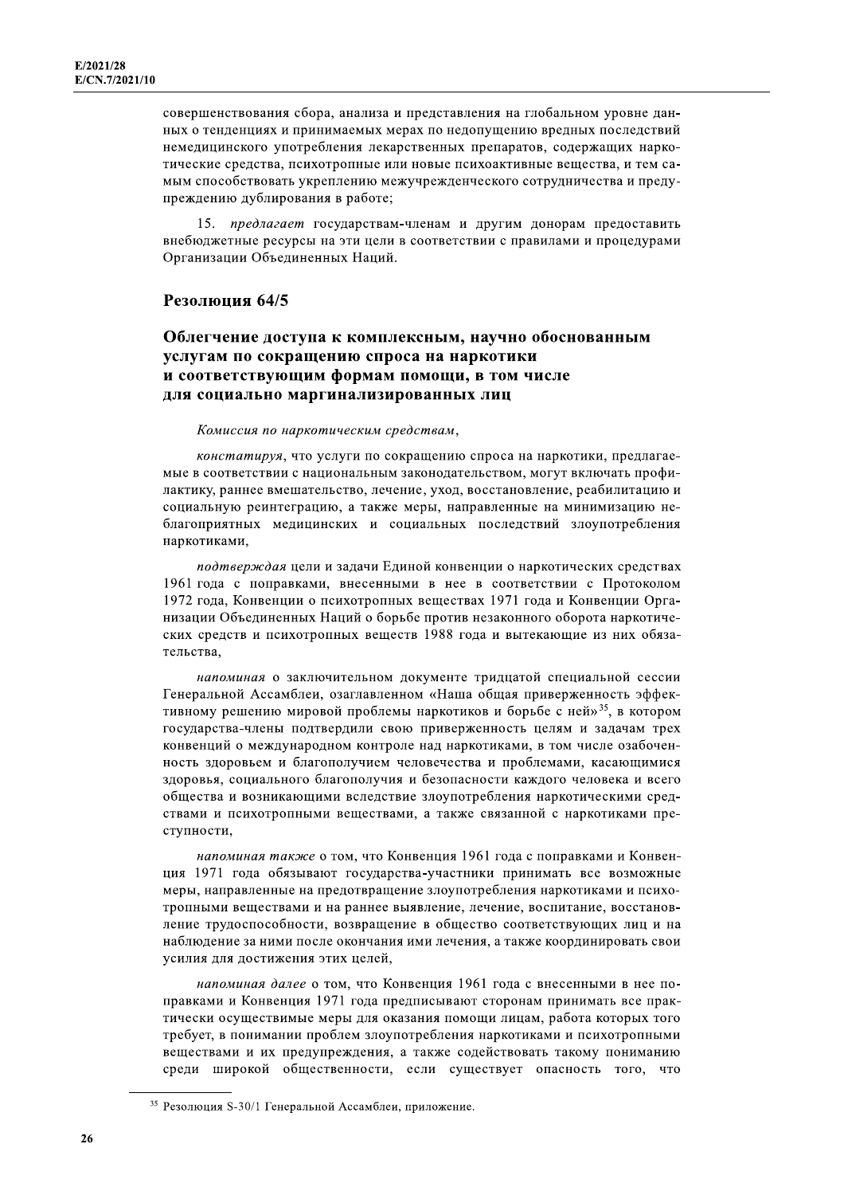совершенствования сбора, анализа и представления на глобальном уровне данных о тенденциях и принимаемых мерах по недопущению вредных последствий немедицинского употребления лекарственных препаратов, содержащих наркотические средства, психотропные или новые психоактивные вещества, и тем самым способствовать укреплению межучрежденческого сотрудничества и предупреждению дублирования в работе;

15. *предлагает* государствам-членам и другим донорам предоставить внебюджетные ресурсы на эти цели в соответствии с правилами и процедурами Организации Объединенных Наций.

## Резолюция 64/5

### Облегчение доступа к комплексным, научно обоснованным услугам по сокращению спроса на наркотики и соответствующим формам помощи, в том числе для социально маргинализированных лиц

*Комиссия по наркотическим средствам*,

*констатируя*, что услуги по сокращению спроса на наркотики, предлагаемые в соответствии с национальным законодательством, могут включать профилактику, раннее вмешательство, лечение, уход, восстановление, реабилитацию и социальную реинтеграцию, а также меры, направленные на минимизацию неблагоприятных медицинских и социальных последствий злоупотребления наркотиками,

*подтверждая* цели и задачи Единой конвенции о наркотических средствах 1961 года с поправками, внесенными в нее в соответствии с Протоколом 1972 года, Конвенции о психотропных веществах 1971 года и Конвенции Организации Объединенных Наций о борьбе против незаконного оборота наркотических средств и психотропных веществ 1988 года и вытекающие из них обязательства,

*напоминая* о заключительном документе тридцатой специальной сессии Генеральной Ассамблеи, озаглавленном «Наша общая приверженность эффективному решению мировой проблемы наркотиков и борьбе с ней»[35], в котором государства-члены подтвердили свою приверженность целям и задачам трех конвенций о международном контроле над наркотиками, в том числе озабоченность здоровьем и благополучием человечества и проблемами, касающимися здоровья, социального благополучия и безопасности каждого человека и всего общества и возникающими вследствие злоупотребления наркотическими средствами и психотропными веществами, а также связанной с наркотиками преступности,

*напоминая также* о том, что Конвенция 1961 года с поправками и Конвенция 1971 года обязывают государства-участники принимать все возможные меры, направленные на предотвращение злоупотребления наркотиками и психотропными веществами и на раннее выявление, лечение, воспитание, восстановление трудоспособности, возвращение в общество соответствующих лиц и на наблюдение за ними после окончания ими лечения, а также координировать свои усилия для достижения этих целей,

*напоминая далее* о том, что Конвенция 1961 года с внесенными в нее поправками и Конвенция 1971 года предписывают сторонам принимать все практически осуществимые меры для оказания помощи лицам, работа которых того требует, в понимании проблем злоупотребления наркотиками и психотропными веществами и их предупреждения, а также содействовать такому пониманию среди широкой общественности, если существует опасность того, что

---

[35] Резолюция S-30/1 Генеральной Ассамблеи, приложение.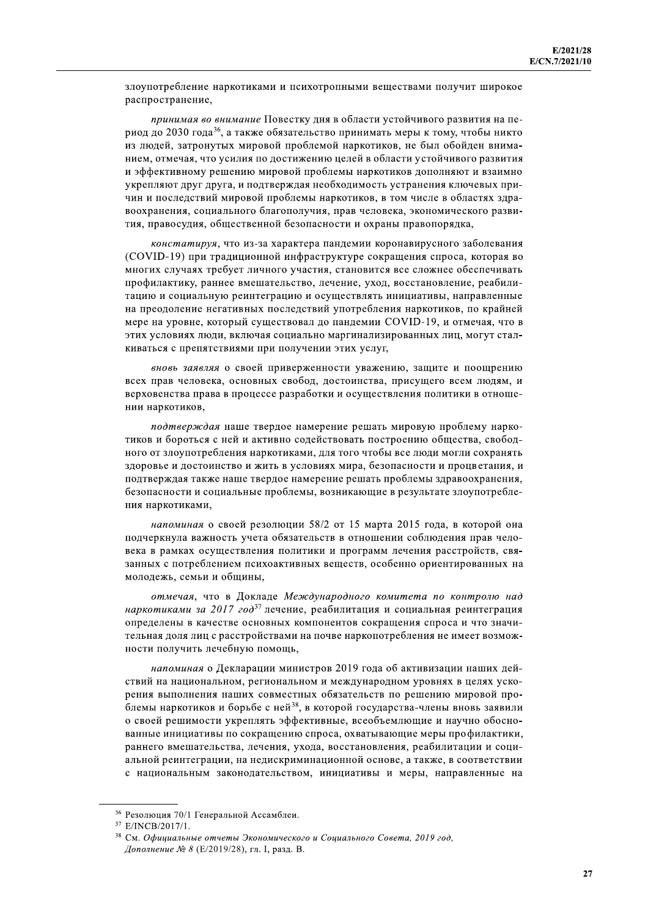злоупотребление наркотиками и психотропными веществами получит широкое распространение,

*принимая во внимание* Повестку дня в области устойчивого развития на период до 2030 года[36], а также обязательство принимать меры к тому, чтобы никто из людей, затронутых мировой проблемой наркотиков, не был обойден вниманием, отмечая, что усилия по достижению целей в области устойчивого развития и эффективному решению мировой проблемы наркотиков дополняют и взаимно укрепляют друг друга, и подтверждая необходимость устранения ключевых причин и последствий мировой проблемы наркотиков, в том числе в областях здравоохранения, социального благополучия, прав человека, экономического развития, правосудия, общественной безопасности и охраны правопорядка,

*констатируя*, что из-за характера пандемии коронавирусного заболевания (COVID-19) при традиционной инфраструктуре сокращения спроса, которая во многих случаях требует личного участия, становится все сложнее обеспечивать профилактику, раннее вмешательство, лечение, уход, восстановление, реабилитацию и социальную реинтеграцию и осуществлять инициативы, направленные на преодоление негативных последствий употребления наркотиков, по крайней мере на уровне, который существовал до пандемии COVID-19, и отмечая, что в этих условиях люди, включая социально маргинализированных лиц, могут сталкиваться с препятствиями при получении этих услуг,

*вновь заявляя* о своей приверженности уважению, защите и поощрению всех прав человека, основных свобод, достоинства, присущего всем людям, и верховенства права в процессе разработки и осуществления политики в отношении наркотиков,

*подтверждая* наше твердое намерение решать мировую проблему наркотиков и бороться с ней и активно содействовать построению общества, свободного от злоупотребления наркотиками, для того чтобы все люди могли сохранять здоровье и достоинство и жить в условиях мира, безопасности и процветания, и подтверждая также наше твердое намерение решать проблемы здравоохранения, безопасности и социальные проблемы, возникающие в результате злоупотребления наркотиками,

*напоминая* о своей резолюции 58/2 от 15 марта 2015 года, в которой она подчеркнула важность учета обязательств в отношении соблюдения прав человека в рамках осуществления политики и программ лечения расстройств, связанных с потреблением психоактивных веществ, особенно ориентированных на молодежь, семьи и общины,

*отмечая*, что в Докладе *Международного комитета по контролю над наркотиками за 2017 год*[37] лечение, реабилитация и социальная реинтеграция определены в качестве основных компонентов сокращения спроса и что значительная доля лиц с расстройствами на почве наркопотребления не имеет возможности получить лечебную помощь,

*напоминая* о Декларации министров 2019 года об активизации наших действий на национальном, региональном и международном уровнях в целях ускорения выполнения наших совместных обязательств по решению мировой проблемы наркотиков и борьбе с ней[38], в которой государства-члены вновь заявили о своей решимости укреплять эффективные, всеобъемлющие и научно обоснованные инициативы по сокращению спроса, охватывающие меры профилактики, раннего вмешательства, лечения, ухода, восстановления, реабилитации и социальной реинтеграции, на недискриминационной основе, а также, в соответствии с национальным законодательством, инициативы и меры, направленные на

---

[36] Резолюция 70/1 Генеральной Ассамблеи.

[37] E/INCB/2017/1.

[38] См. *Официальные отчеты Экономического и Социального Совета, 2019 год, Дополнение № 8* (E/2019/28), гл. I, разд. B.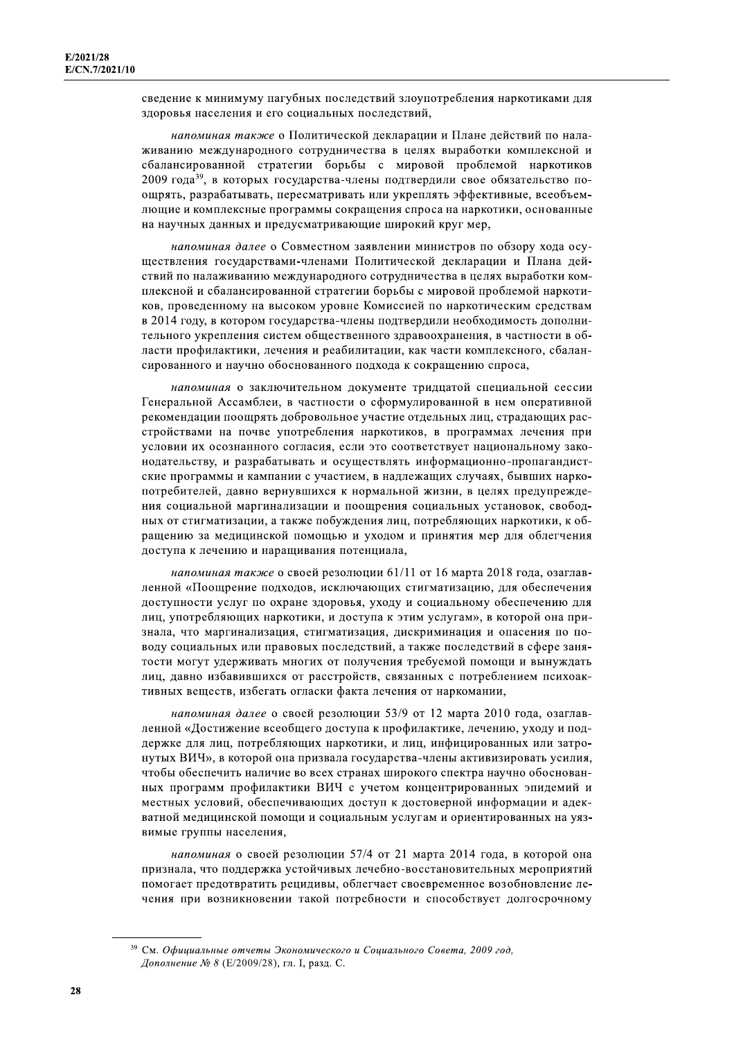сведение к минимуму пагубных последствий злоупотребления наркотиками для здоровья населения и его социальных последствий,

*напоминая также* о Политической декларации и Плане действий по налаживанию международного сотрудничества в целях выработки комплексной и сбалансированной стратегии борьбы с мировой проблемой наркотиков 2009 года[39], в которых государства-члены подтвердили свое обязательство поощрять, разрабатывать, пересматривать или укреплять эффективные, всеобъемлющие и комплексные программы сокращения спроса на наркотики, основанные на научных данных и предусматривающие широкий круг мер,

*напоминая далее* о Совместном заявлении министров по обзору хода осуществления государствами-членами Политической декларации и Плана действий по налаживанию международного сотрудничества в целях выработки комплексной и сбалансированной стратегии борьбы с мировой проблемой наркотиков, проведенному на высоком уровне Комиссией по наркотическим средствам в 2014 году, в котором государства-члены подтвердили необходимость дополнительного укрепления систем общественного здравоохранения, в частности в области профилактики, лечения и реабилитации, как части комплексного, сбалансированного и научно обоснованного подхода к сокращению спроса,

*напоминая* о заключительном документе тридцатой специальной сессии Генеральной Ассамблеи, в частности о сформулированной в нем оперативной рекомендации поощрять добровольное участие отдельных лиц, страдающих расстройствами на почве употребления наркотиков, в программах лечения при условии их осознанного согласия, если это соответствует национальному законодательству, и разрабатывать и осуществлять информационно-пропагандистские программы и кампании с участием, в надлежащих случаях, бывших наркопотребителей, давно вернувшихся к нормальной жизни, в целях предупреждения социальной маргинализации и поощрения социальных установок, свободных от стигматизации, а также побуждения лиц, потребляющих наркотики, к обращению за медицинской помощью и уходом и принятия мер для облегчения доступа к лечению и наращивания потенциала,

*напоминая также* о своей резолюции 61/11 от 16 марта 2018 года, озаглавленной «Поощрение подходов, исключающих стигматизацию, для обеспечения доступности услуг по охране здоровья, уходу и социальному обеспечению для лиц, употребляющих наркотики, и доступа к этим услугам», в которой она признала, что маргинализация, стигматизация, дискриминация и опасения по поводу социальных или правовых последствий, а также последствий в сфере занятости могут удерживать многих от получения требуемой помощи и вынуждать лиц, давно избавившихся от расстройств, связанных с потреблением психоактивных веществ, избегать огласки факта лечения от наркомании,

*напоминая далее* о своей резолюции 53/9 от 12 марта 2010 года, озаглавленной «Достижение всеобщего доступа к профилактике, лечению, уходу и поддержке для лиц, потребляющих наркотики, и лиц, инфицированных или затронутых ВИЧ», в которой она призвала государства-члены активизировать усилия, чтобы обеспечить наличие во всех странах широкого спектра научно обоснованных программ профилактики ВИЧ с учетом концентрированных эпидемий и местных условий, обеспечивающих доступ к достоверной информации и адекватной медицинской помощи и социальным услугам и ориентированных на уязвимые группы населения,

*напоминая* о своей резолюции 57/4 от 21 марта 2014 года, в которой она признала, что поддержка устойчивых лечебно-восстановительных мероприятий помогает предотвратить рецидивы, облегчает своевременное возобновление лечения при возникновении такой потребности и способствует долгосрочному

---

[39] См. *Официальные отчеты Экономического и Социального Совета, 2009 год, Дополнение № 8* (E/2009/28), гл. I, разд. C.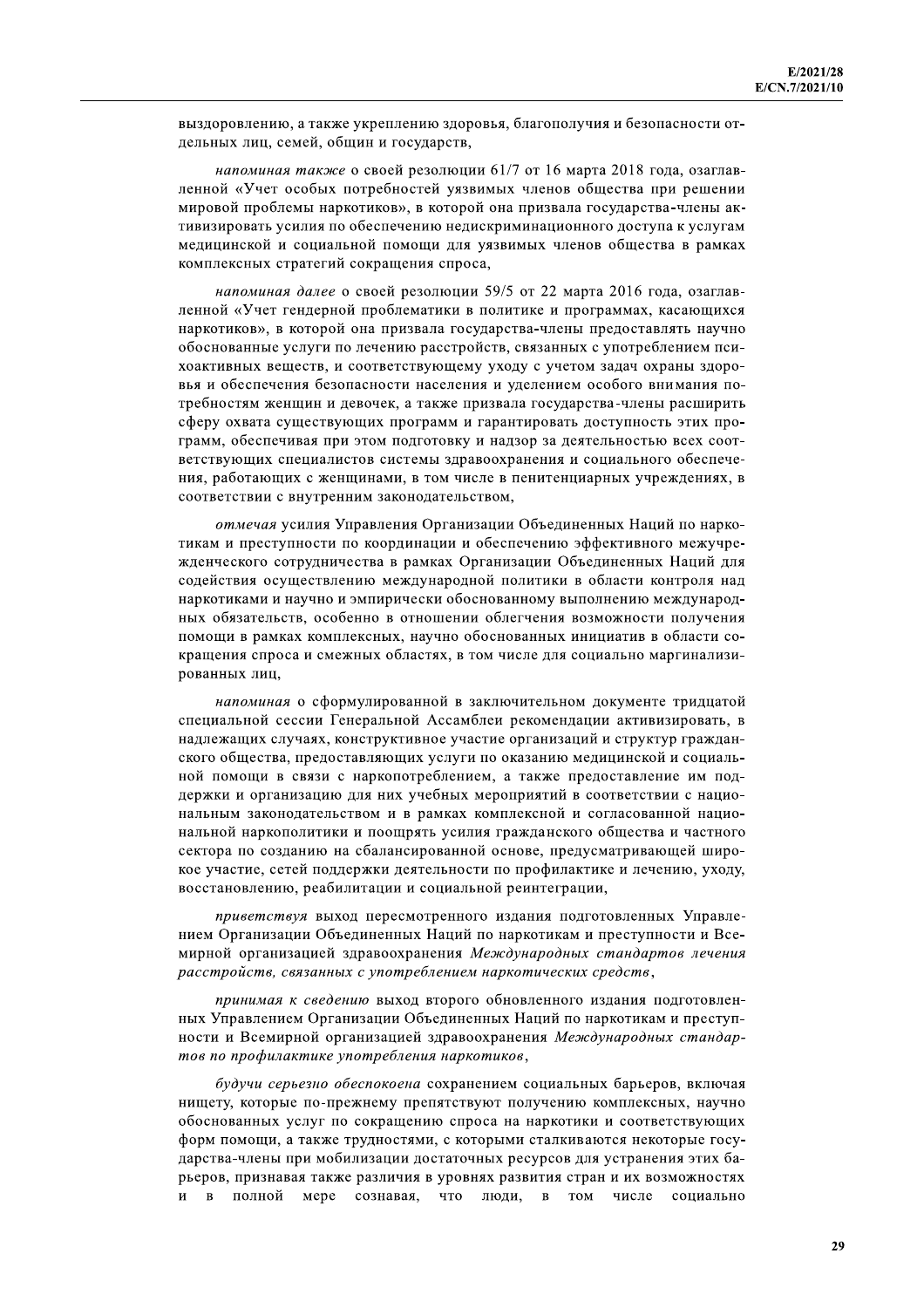выздоровлению, а также укреплению здоровья, благополучия и безопасности отдельных лиц, семей, общин и государств,

*напоминая также* о своей резолюции 61/7 от 16 марта 2018 года, озаглавленной «Учет особых потребностей уязвимых членов общества при решении мировой проблемы наркотиков», в которой она призвала государства-члены активизировать усилия по обеспечению недискриминационного доступа к услугам медицинской и социальной помощи для уязвимых членов общества в рамках комплексных стратегий сокращения спроса,

*напоминая далее* о своей резолюции 59/5 от 22 марта 2016 года, озаглавленной «Учет гендерной проблематики в политике и программах, касающихся наркотиков», в которой она призвала государства-члены предоставлять научно обоснованные услуги по лечению расстройств, связанных с употреблением психоактивных веществ, и соответствующему уходу с учетом задач охраны здоровья и обеспечения безопасности населения и уделением особого внимания потребностям женщин и девочек, а также призвала государства-члены расширить сферу охвата существующих программ и гарантировать доступность этих программ, обеспечивая при этом подготовку и надзор за деятельностью всех соответствующих специалистов системы здравоохранения и социального обеспечения, работающих с женщинами, в том числе в пенитенциарных учреждениях, в соответствии с внутренним законодательством,

*отмечая* усилия Управления Организации Объединенных Наций по наркотикам и преступности по координации и обеспечению эффективного межучрежденческого сотрудничества в рамках Организации Объединенных Наций для содействия осуществлению международной политики в области контроля над наркотиками и научно и эмпирически обоснованному выполнению международных обязательств, особенно в отношении облегчения возможности получения помощи в рамках комплексных, научно обоснованных инициатив в области сокращения спроса и смежных областях, в том числе для социально маргинализированных лиц,

*напоминая* о сформулированной в заключительном документе тридцатой специальной сессии Генеральной Ассамблеи рекомендации активизировать, в надлежащих случаях, конструктивное участие организаций и структур гражданского общества, предоставляющих услуги по оказанию медицинской и социальной помощи в связи с наркопотреблением, а также предоставление им поддержки и организацию для них учебных мероприятий в соответствии с национальным законодательством и в рамках комплексной и согласованной национальной наркополитики и поощрять усилия гражданского общества и частного сектора по созданию на сбалансированной основе, предусматривающей широкое участие, сетей поддержки деятельности по профилактике и лечению, уходу, восстановлению, реабилитации и социальной реинтеграции,

*приветствуя* выход пересмотренного издания подготовленных Управлением Организации Объединенных Наций по наркотикам и преступности и Всемирной организацией здравоохранения *Международных стандартов лечения расстройств, связанных с употреблением наркотических средств*,

*принимая к сведению* выход второго обновленного издания подготовленных Управлением Организации Объединенных Наций по наркотикам и преступности и Всемирной организацией здравоохранения *Международных стандартов по профилактике употребления наркотиков*,

*будучи серьезно обеспокоена* сохранением социальных барьеров, включая нищету, которые по-прежнему препятствуют получению комплексных, научно обоснованных услуг по сокращению спроса на наркотики и соответствующих форм помощи, а также трудностями, с которыми сталкиваются некоторые государства-члены при мобилизации достаточных ресурсов для устранения этих барьеров, признавая также различия в уровнях развития стран и их возможностях и в полной мере сознавая, что люди, в том числе социально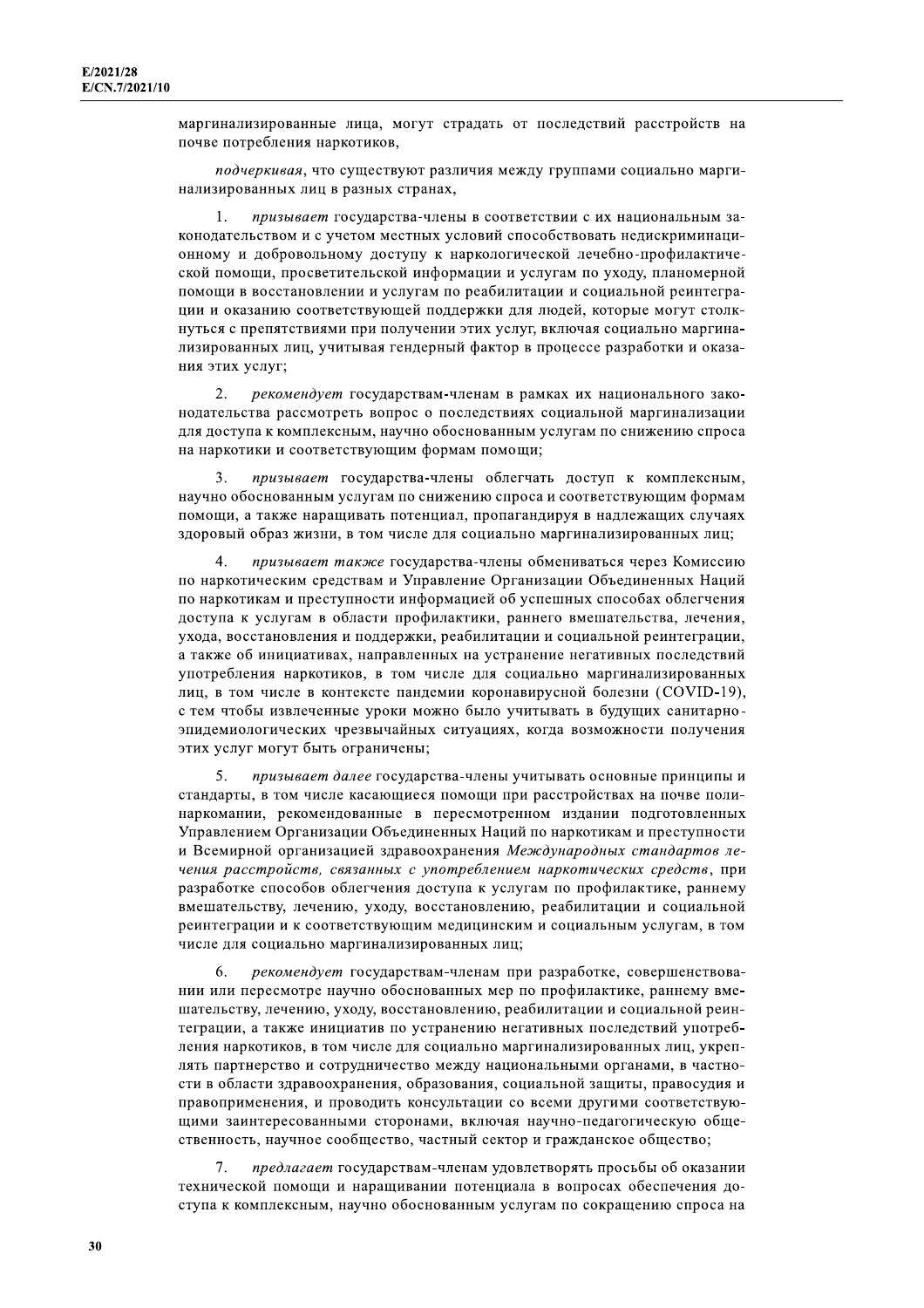маргинализированные лица, могут страдать от последствий расстройств на почве потребления наркотиков,

*подчеркивая*, что существуют различия между группами социально маргинализированных лиц в разных странах,

1. *призывает* государства-члены в соответствии с их национальным законодательством и с учетом местных условий способствовать недискриминационному и добровольному доступу к наркологической лечебно-профилактической помощи, просветительской информации и услугам по уходу, планомерной помощи в восстановлении и услугам по реабилитации и социальной реинтеграции и оказанию соответствующей поддержки для людей, которые могут столкнуться с препятствиями при получении этих услуг, включая социально маргинализированных лиц, учитывая гендерный фактор в процессе разработки и оказания этих услуг;

2. *рекомендует* государствам-членам в рамках их национального законодательства рассмотреть вопрос о последствиях социальной маргинализации для доступа к комплексным, научно обоснованным услугам по снижению спроса на наркотики и соответствующим формам помощи;

3. *призывает* государства-члены облегчать доступ к комплексным, научно обоснованным услугам по снижению спроса и соответствующим формам помощи, а также наращивать потенциал, пропагандируя в надлежащих случаях здоровый образ жизни, в том числе для социально маргинализированных лиц;

4. *призывает также* государства-члены обмениваться через Комиссию по наркотическим средствам и Управление Организации Объединенных Наций по наркотикам и преступности информацией об успешных способах облегчения доступа к услугам в области профилактики, раннего вмешательства, лечения, ухода, восстановления и поддержки, реабилитации и социальной реинтеграции, а также об инициативах, направленных на устранение негативных последствий употребления наркотиков, в том числе для социально маргинализированных лиц, в том числе в контексте пандемии коронавирусной болезни (COVID-19), с тем чтобы извлеченные уроки можно было учитывать в будущих санитарно-эпидемиологических чрезвычайных ситуациях, когда возможности получения этих услуг могут быть ограничены;

5. *призывает далее* государства-члены учитывать основные принципы и стандарты, в том числе касающиеся помощи при расстройствах на почве полинаркомании, рекомендованные в пересмотренном издании подготовленных Управлением Организации Объединенных Наций по наркотикам и преступности и Всемирной организацией здравоохранения *Международных стандартов лечения расстройств, связанных с употреблением наркотических средств*, при разработке способов облегчения доступа к услугам по профилактике, раннему вмешательству, лечению, уходу, восстановлению, реабилитации и социальной реинтеграции и к соответствующим медицинским и социальным услугам, в том числе для социально маргинализированных лиц;

6. *рекомендует* государствам-членам при разработке, совершенствовании или пересмотре научно обоснованных мер по профилактике, раннему вмешательству, лечению, уходу, восстановлению, реабилитации и социальной реинтеграции, а также инициатив по устранению негативных последствий употребления наркотиков, в том числе для социально маргинализированных лиц, укреплять партнерство и сотрудничество между национальными органами, в частности в области здравоохранения, образования, социальной защиты, правосудия и правоприменения, и проводить консультации со всеми другими соответствующими заинтересованными сторонами, включая научно-педагогическую общественность, научное сообщество, частный сектор и гражданское общество;

7. *предлагает* государствам-членам удовлетворять просьбы об оказании технической помощи и наращивании потенциала в вопросах обеспечения доступа к комплексным, научно обоснованным услугам по сокращению спроса на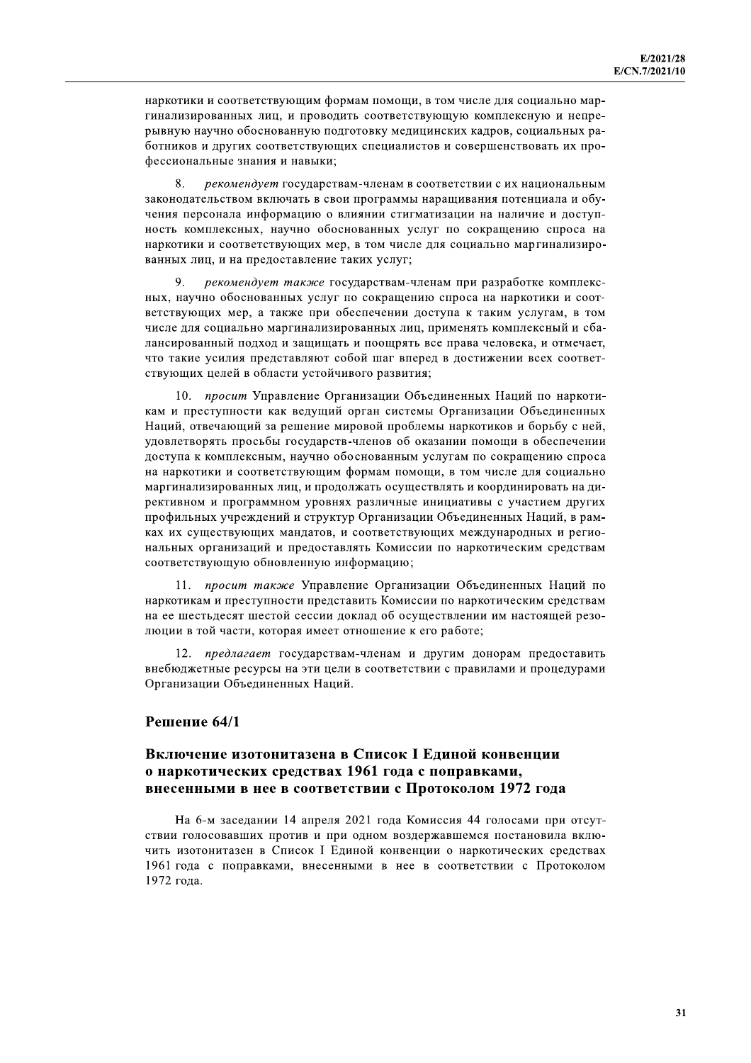наркотики и соответствующим формам помощи, в том числе для социально маргинализированных лиц, и проводить соответствующую комплексную и непрерывную научно обоснованную подготовку медицинских кадров, социальных работников и других соответствующих специалистов и совершенствовать их профессиональные знания и навыки;

8. *рекомендует* государствам-членам в соответствии с их национальным законодательством включать в свои программы наращивания потенциала и обучения персонала информацию о влиянии стигматизации на наличие и доступность комплексных, научно обоснованных услуг по сокращению спроса на наркотики и соответствующих мер, в том числе для социально маргинализированных лиц, и на предоставление таких услуг;

9. *рекомендует также* государствам-членам при разработке комплексных, научно обоснованных услуг по сокращению спроса на наркотики и соответствующих мер, а также при обеспечении доступа к таким услугам, в том числе для социально маргинализированных лиц, применять комплексный и сбалансированный подход и защищать и поощрять все права человека, и отмечает, что такие усилия представляют собой шаг вперед в достижении всех соответствующих целей в области устойчивого развития;

10. *просит* Управление Организации Объединенных Наций по наркотикам и преступности как ведущий орган системы Организации Объединенных Наций, отвечающий за решение мировой проблемы наркотиков и борьбу с ней, удовлетворять просьбы государств-членов об оказании помощи в обеспечении доступа к комплексным, научно обоснованным услугам по сокращению спроса на наркотики и соответствующим формам помощи, в том числе для социально маргинализированных лиц, и продолжать осуществлять и координировать на директивном и программном уровнях различные инициативы с участием других профильных учреждений и структур Организации Объединенных Наций, в рамках их существующих мандатов, и соответствующих международных и региональных организаций и предоставлять Комиссии по наркотическим средствам соответствующую обновленную информацию;

11. *просит также* Управление Организации Объединенных Наций по наркотикам и преступности представить Комиссии по наркотическим средствам на ее шестьдесят шестой сессии доклад об осуществлении им настоящей резолюции в той части, которая имеет отношение к его работе;

12. *предлагает* государствам-членам и другим донорам предоставить внебюджетные ресурсы на эти цели в соответствии с правилами и процедурами Организации Объединенных Наций.

## Решение 64/1

### Включение изотонитазена в Список I Единой конвенции о наркотических средствах 1961 года с поправками, внесенными в нее в соответствии с Протоколом 1972 года

На 6-м заседании 14 апреля 2021 года Комиссия 44 голосами при отсутствии голосовавших против и при одном воздержавшемся постановила включить изотонитазен в Список I Единой конвенции о наркотических средствах 1961 года с поправками, внесенными в нее в соответствии с Протоколом 1972 года.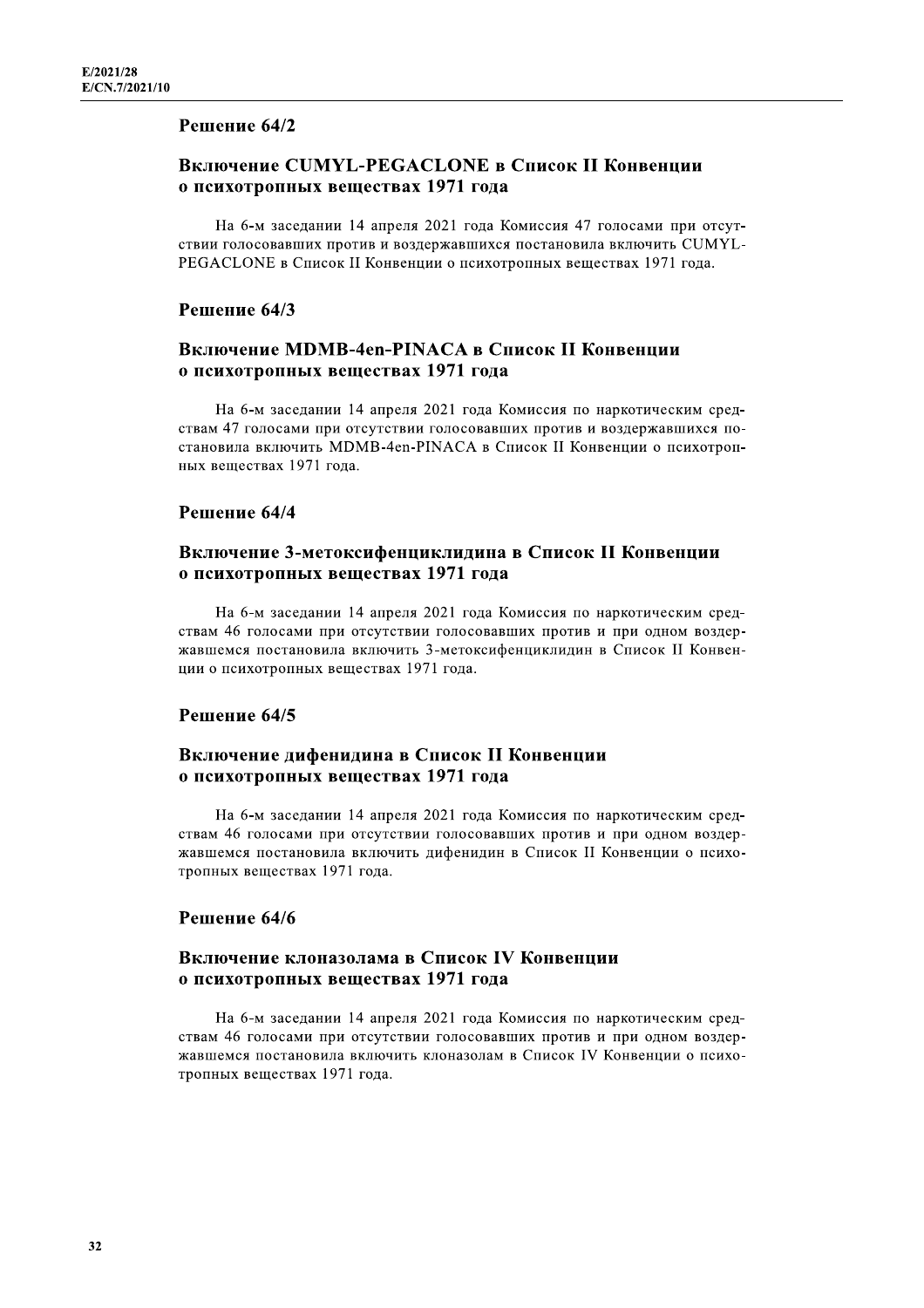## Решение 64/2

### Включение CUMYL-PEGACLONE в Список II Конвенции о психотропных веществах 1971 года

На 6-м заседании 14 апреля 2021 года Комиссия 47 голосами при отсутствии голосовавших против и воздержавшихся постановила включить CUMYL-PEGACLONE в Список II Конвенции о психотропных веществах 1971 года.

## Решение 64/3

### Включение MDMB-4en-PINACA в Список II Конвенции о психотропных веществах 1971 года

На 6-м заседании 14 апреля 2021 года Комиссия по наркотическим средствам 47 голосами при отсутствии голосовавших против и воздержавшихся постановила включить MDMB-4en-PINACA в Список II Конвенции о психотропных веществах 1971 года.

## Решение 64/4

### Включение 3-метоксифенциклидина в Список II Конвенции о психотропных веществах 1971 года

На 6-м заседании 14 апреля 2021 года Комиссия по наркотическим средствам 46 голосами при отсутствии голосовавших против и при одном воздержавшемся постановила включить 3-метоксифенциклидин в Список II Конвенции о психотропных веществах 1971 года.

## Решение 64/5

### Включение дифенидина в Список II Конвенции о психотропных веществах 1971 года

На 6-м заседании 14 апреля 2021 года Комиссия по наркотическим средствам 46 голосами при отсутствии голосовавших против и при одном воздержавшемся постановила включить дифенидин в Список II Конвенции о психотропных веществах 1971 года.

## Решение 64/6

### Включение клоназолама в Список IV Конвенции о психотропных веществах 1971 года

На 6-м заседании 14 апреля 2021 года Комиссия по наркотическим средствам 46 голосами при отсутствии голосовавших против и при одном воздержавшемся постановила включить клоназолам в Список IV Конвенции о психотропных веществах 1971 года.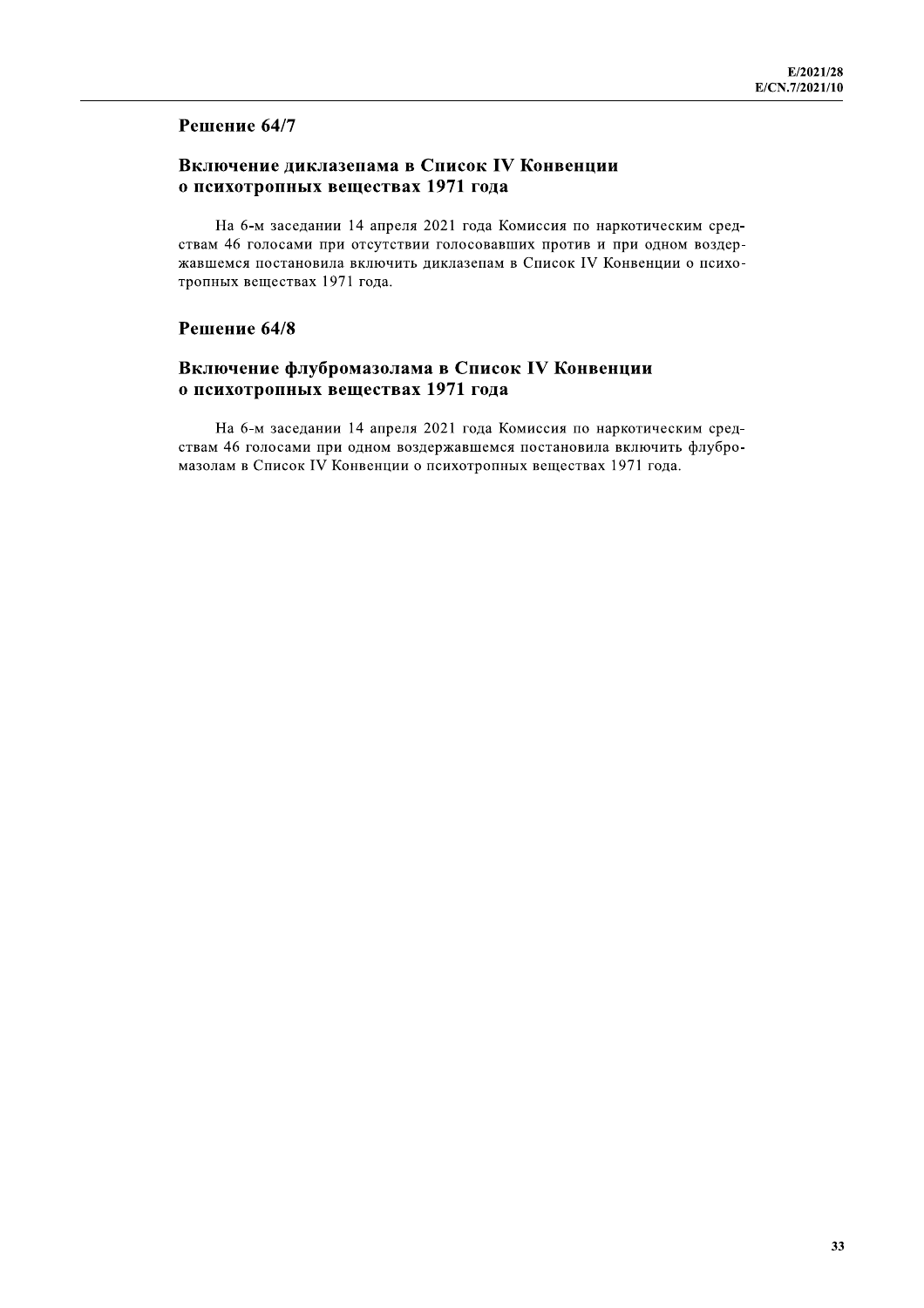## Решение 64/7

### Включение диклазепама в Список IV Конвенции о психотропных веществах 1971 года

На 6-м заседании 14 апреля 2021 года Комиссия по наркотическим средствам 46 голосами при отсутствии голосовавших против и при одном воздержавшемся постановила включить диклазепам в Список IV Конвенции о психотропных веществах 1971 года.

## Решение 64/8

### Включение флубромазолама в Список IV Конвенции о психотропных веществах 1971 года

На 6-м заседании 14 апреля 2021 года Комиссия по наркотическим средствам 46 голосами при одном воздержавшемся постановила включить флубромазолам в Список IV Конвенции о психотропных веществах 1971 года.